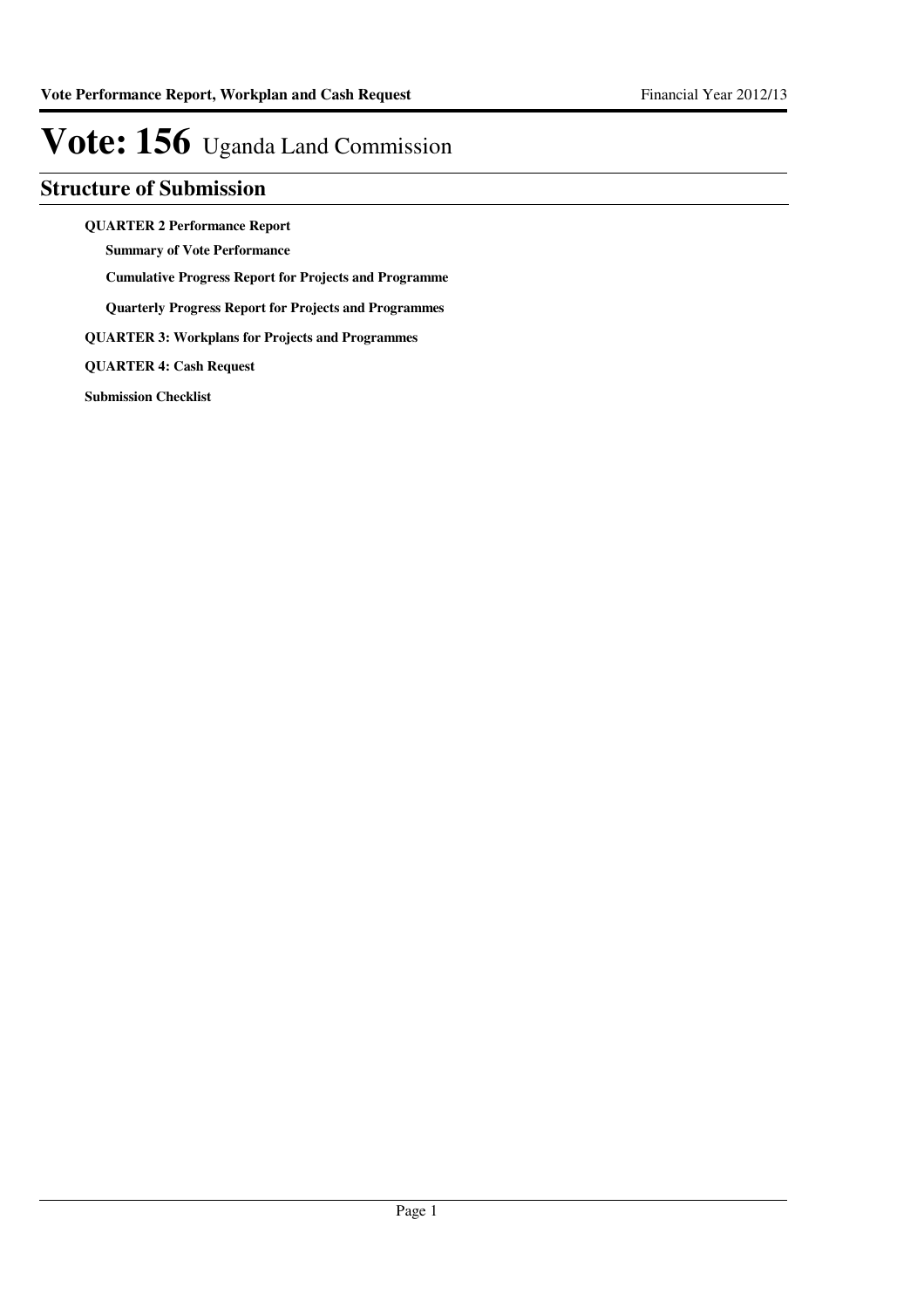# Vote: 156 Uganda Land Commission

## Structure of Submission

**QUARTER 2 Performance Report**

- **Summary of Vote Performance**
- **Cumulative Progress Report for Projects and Programme**
- **Quarterly Progress Report for Projects and Programmes**

**QUARTER 3: Workplans for Projects and Programmes**

**QUARTER 4: Cash Request**

**Submission Checklist**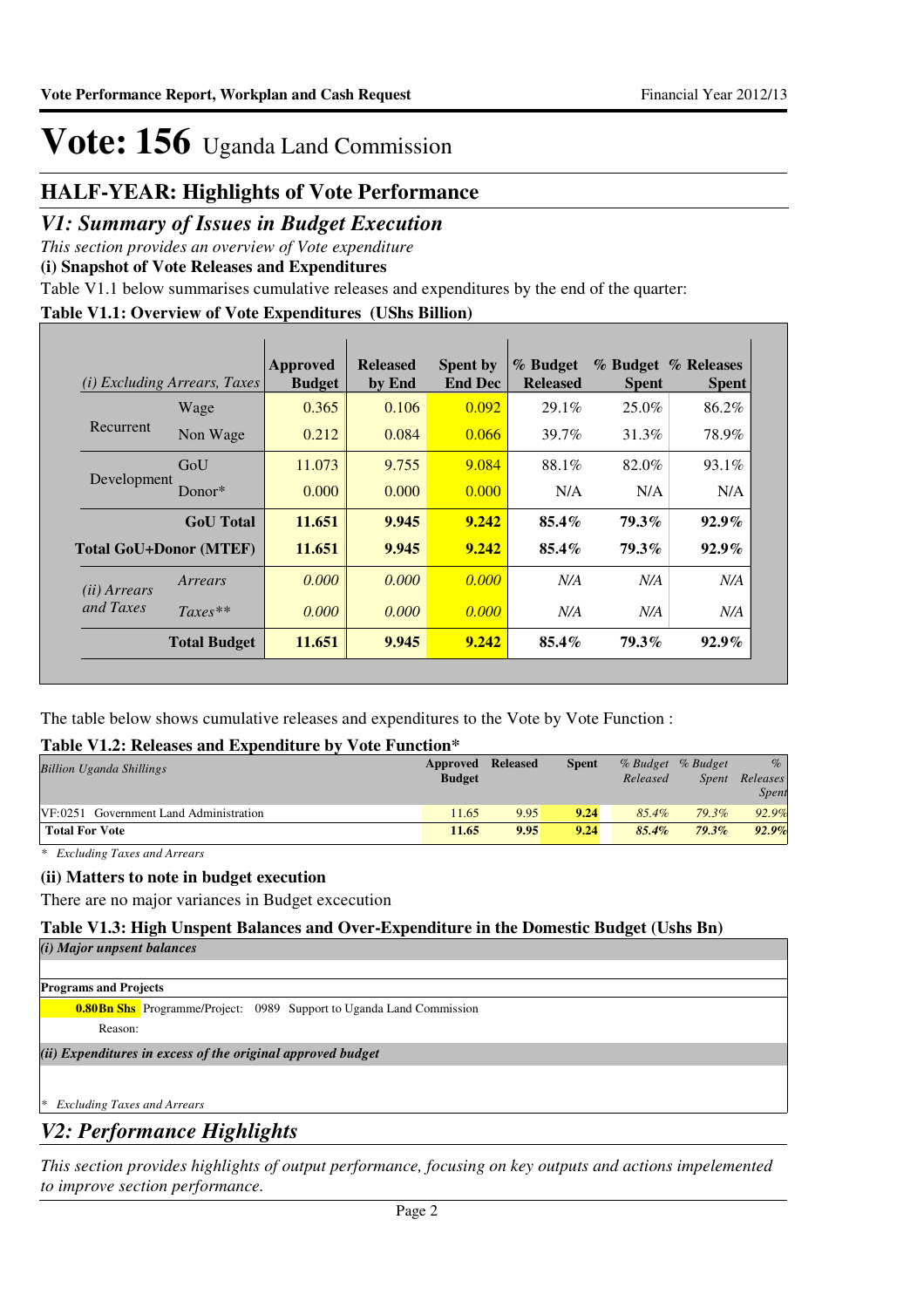# Vote: 156 Uganda Land Commission

## HALF-YEAR: Highlights of Vote Performance

## *V1: Summary of Issues in Budget Execution*

*This section provides an overview of Vote expenditure*

**(i) Snapshot of Vote Releases and Expenditures**

Table V1.1 below summarises cumulative releases and expenditures by the end of the quarter:

**Table V1.1: Overview of Vote Expenditures (UShs Billion)**

| *(i) Excluding Arrears, Taxes* | | Approved Budget | Released by End | Spent by End Dec | % Budget Released | % Budget Spent | % Releases Spent |
|---|---|---|---|---|---|---|---|
| Recurrent | Wage | 0.365 | 0.106 | 0.092 | 29.1% | 25.0% | 86.2% |
| | Non Wage | 0.212 | 0.084 | 0.066 | 39.7% | 31.3% | 78.9% |
| Development | GoU | 11.073 | 9.755 | 9.084 | 88.1% | 82.0% | 93.1% |
| | Donor* | 0.000 | 0.000 | 0.000 | N/A | N/A | N/A |
| | **GoU Total** | **11.651** | **9.945** | **9.242** | **85.4%** | **79.3%** | **92.9%** |
| **Total GoU+Donor (MTEF)** | | **11.651** | **9.945** | **9.242** | **85.4%** | **79.3%** | **92.9%** |
| *(ii) Arrears and Taxes* | *Arrears* | *0.000* | *0.000* | *0.000* | *N/A* | *N/A* | *N/A* |
| | *Taxes*** | *0.000* | *0.000* | *0.000* | *N/A* | *N/A* | *N/A* |
| | **Total Budget** | **11.651** | **9.945** | **9.242** | **85.4%** | **79.3%** | **92.9%** |

The table below shows cumulative releases and expenditures to the Vote by Vote Function :

**Table V1.2: Releases and Expenditure by Vote Function***

| *Billion Uganda Shillings* | Approved Budget | Released | Spent | *% Budget Released* | *% Budget Spent* | *% Releases Spent* |
|---|---|---|---|---|---|---|
| VF:0251 Government Land Administration | 11.65 | 9.95 | 9.24 | *85.4%* | *79.3%* | *92.9%* |
| **Total For Vote** | **11.65** | **9.95** | **9.24** | ***85.4%*** | ***79.3%*** | ***92.9%*** |

\* *Excluding Taxes and Arrears*

**(ii) Matters to note in budget execution**

There are no major variances in Budget excecution

**Table V1.3: High Unspent Balances and Over-Expenditure in the Domestic Budget (Ushs Bn)**

*(i) Major unpensent balances*

**Programs and Projects**

**0.80Bn Shs** Programme/Project: 0989 Support to Uganda Land Commission

Reason:

*(ii) Expenditures in excess of the original approved budget*

\* *Excluding Taxes and Arrears*

## *V2: Performance Highlights*

*This section provides highlights of output performance, focusing on key outputs and actions impelemented to improve section performance.*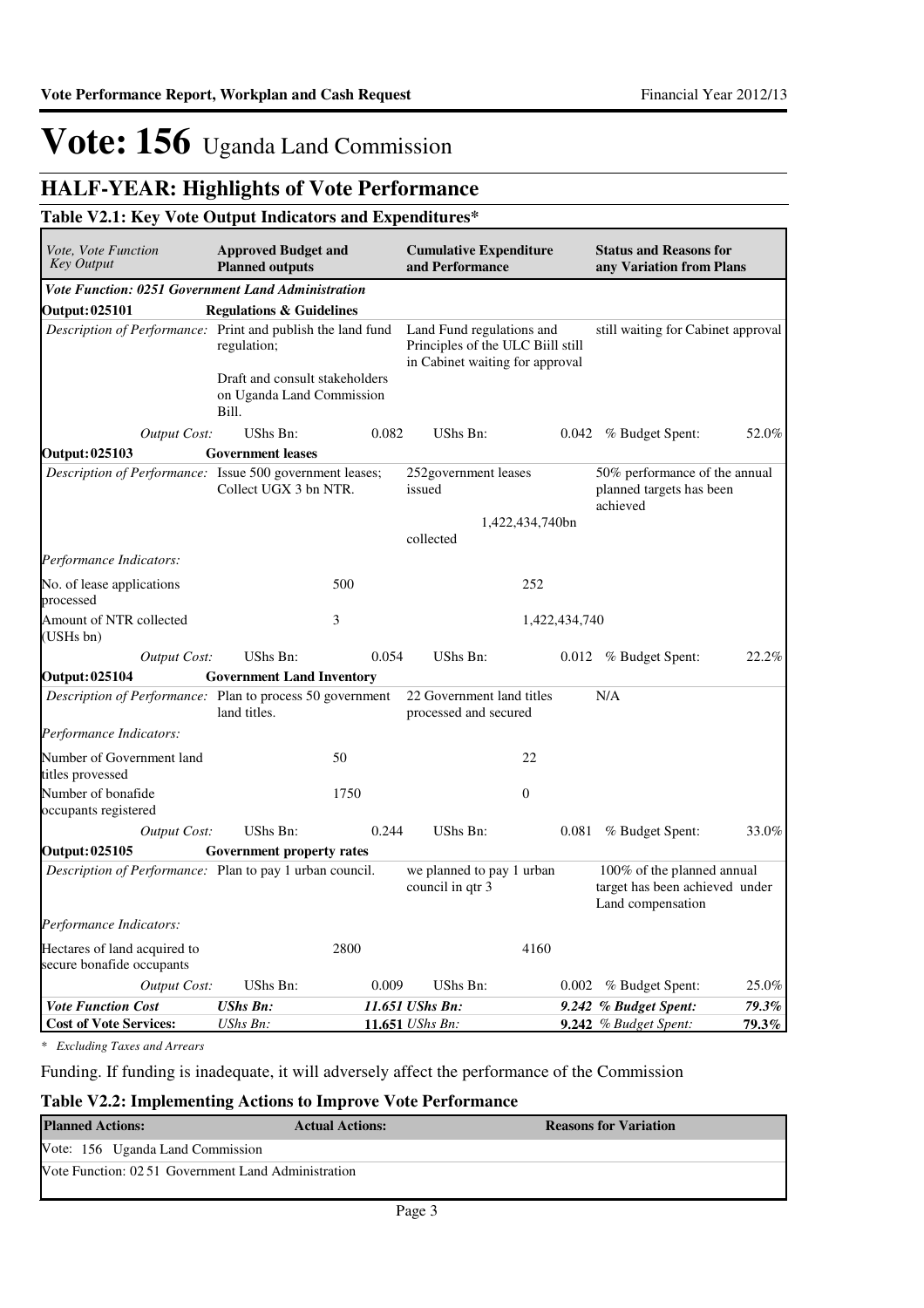# Vote: 156 Uganda Land Commission

## HALF-YEAR: Highlights of Vote Performance

### Table V2.1: Key Vote Output Indicators and Expenditures*

| *Vote, Vote Function Key Output* | **Approved Budget and Planned outputs** | | **Cumulative Expenditure and Performance** | | **Status and Reasons for any Variation from Plans** | |
|---|---|---|---|---|---|---|
| ***Vote Function: 0251 Government Land Administration*** | | | | | | |
| **Output: 025101** | **Regulations & Guidelines** | | | | | |
| *Description of Performance:* | Print and publish the land fund regulation;<br><br>Draft and consult stakeholders on Uganda Land Commission Bill. | | Land Fund regulations and Principles of the ULC Biill still in Cabinet waiting for approval | | still waiting for Cabinet approval | |
| *Output Cost:* | UShs Bn: | 0.082 | UShs Bn: | 0.042 | % Budget Spent: | 52.0% |
| **Output: 025103** | **Government leases** | | | | | |
| *Description of Performance:* | Issue 500 government leases; Collect UGX 3 bn NTR. | | 252government leases issued<br><br>1,422,434,740bn collected | | 50% performance of the annual planned targets has been achieved | |
| *Performance Indicators:* | | | | | | |
| No. of lease applications processed | | 500 | | 252 | | |
| Amount of NTR collected (USHs bn) | | 3 | | 1,422,434,740 | | |
| *Output Cost:* | UShs Bn: | 0.054 | UShs Bn: | 0.012 | % Budget Spent: | 22.2% |
| **Output: 025104** | **Government Land Inventory** | | | | | |
| *Description of Performance:* | Plan to process 50 government land titles. | | 22 Government land titles processed and secured | | N/A | |
| *Performance Indicators:* | | | | | | |
| Number of Government land titles provessed | | 50 | | 22 | | |
| Number of bonafide occupants registered | | 1750 | | 0 | | |
| *Output Cost:* | UShs Bn: | 0.244 | UShs Bn: | 0.081 | % Budget Spent: | 33.0% |
| **Output: 025105** | **Government property rates** | | | | | |
| *Description of Performance:* | Plan to pay 1 urban council. | | we planned to pay 1 urban council in qtr 3 | | 100% of the planned annual target has been achieved under Land compensation | |
| *Performance Indicators:* | | | | | | |
| Hectares of land acquired to secure bonafide occupants | | 2800 | | 4160 | | |
| *Output Cost:* | UShs Bn: | 0.009 | UShs Bn: | 0.002 | % Budget Spent: | 25.0% |
| ***Vote Function Cost*** | ***UShs Bn:*** | ***11.651*** | ***UShs Bn:*** | ***9.242*** | ***% Budget Spent:*** | ***79.3%*** |
| **Cost of Vote Services:** | *UShs Bn:* | **11.651** | *UShs Bn:* | **9.242** | *% Budget Spent:* | **79.3%** |

*\* Excluding Taxes and Arrears*

Funding. If funding is inadequate, it will adversely affect the performance of the Commission

### Table V2.2: Implementing Actions to Improve Vote Performance

| **Planned Actions:** | **Actual Actions:** | **Reasons for Variation** |
|---|---|---|
| Vote: 156 Uganda Land Commission | | |
| Vote Function: 02 51 Government Land Administration | | |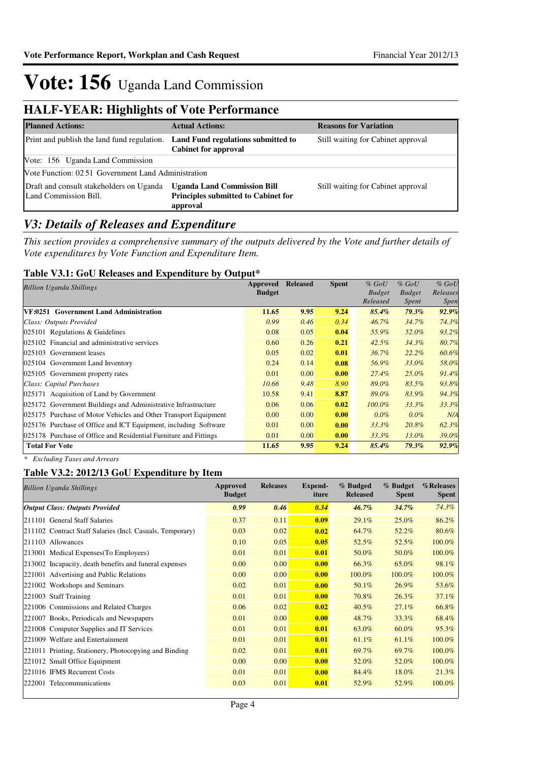# Vote: 156 Uganda Land Commission

## HALF-YEAR: Highlights of Vote Performance

| Planned Actions: | Actual Actions: | Reasons for Variation |
|---|---|---|
| Print and publish the land fund regulation. | **Land Fund regulations submitted to Cabinet for approval** | Still waiting for Cabinet approval |
| Vote: 156 Uganda Land Commission | | |
| Vote Function: 02 51 Government Land Administration | | |
| Draft and consult stakeholders on Uganda Land Commission Bill. | **Uganda Land Commission Bill Principles submitted to Cabinet for approval** | Still waiting for Cabinet approval |

## *V3: Details of Releases and Expenditure*

*This section provides a comprehensive summary of the outputs delivered by the Vote and further details of Vote expenditures by Vote Function and Expenditure Item.*

### Table V3.1: GoU Releases and Expenditure by Output*

| *Billion Uganda Shillings* | Approved Budget | Released | Spent | *% GoU Budget Released* | *% GoU Budget Spent* | *% GoU Releases Spen* |
|---|---|---|---|---|---|---|
| **VF:0251 Government Land Administration** | **11.65** | **9.95** | **9.24** | ***85.4%*** | ***79.3%*** | ***92.9%*** |
| *Class: Outputs Provided* | *0.99* | *0.46* | *0.34* | *46.7%* | *34.7%* | *74.3%* |
| 025101 Regulations & Guidelines | 0.08 | 0.05 | **0.04** | *55.9%* | *52.0%* | *93.2%* |
| 025102 Financial and administrative services | 0.60 | 0.26 | **0.21** | *42.5%* | *34.3%* | *80.7%* |
| 025103 Government leases | 0.05 | 0.02 | **0.01** | *36.7%* | *22.2%* | *60.6%* |
| 025104 Government Land Inventory | 0.24 | 0.14 | **0.08** | *56.9%* | *33.0%* | *58.0%* |
| 025105 Government property rates | 0.01 | 0.00 | **0.00** | *27.4%* | *25.0%* | *91.4%* |
| *Class: Capital Purchases* | *10.66* | *9.48* | *8.90* | *89.0%* | *83.5%* | *93.8%* |
| 025171 Acquisition of Land by Government | 10.58 | 9.41 | **8.87** | *89.0%* | *83.9%* | *94.3%* |
| 025172 Government Buildings and Administrative Infrastructure | 0.06 | 0.06 | **0.02** | *100.0%* | *33.3%* | *33.3%* |
| 025175 Purchase of Motor Vehicles and Other Transport Equipment | 0.00 | 0.00 | **0.00** | *0.0%* | *0.0%* | *N/A* |
| 025176 Purchase of Office and ICT Equipment, including Software | 0.01 | 0.00 | **0.00** | *33.3%* | *20.8%* | *62.3%* |
| 025178 Purchase of Office and Residential Furniture and Fittings | 0.01 | 0.00 | **0.00** | *33.3%* | *13.0%* | *39.0%* |
| **Total For Vote** | **11.65** | **9.95** | **9.24** | ***85.4%*** | ***79.3%*** | ***92.9%*** |

*\* Excluding Taxes and Arrears*

### Table V3.2: 2012/13 GoU Expenditure by Item

| *Billion Uganda Shillings* | Approved Budget | Releases | Expend-iture | % Budged Released | % Budget Spent | %Releases Spent |
|---|---|---|---|---|---|---|
| ***Output Class: Outputs Provided*** | ***0.99*** | ***0.46*** | ***0.34*** | ***46.7%*** | ***34.7%*** | *74.3%* |
| 211101 General Staff Salaries | 0.37 | 0.11 | **0.09** | 29.1% | 25.0% | 86.2% |
| 211102 Contract Staff Salaries (Incl. Casuals, Temporary) | 0.03 | 0.02 | **0.02** | 64.7% | 52.2% | 80.6% |
| 211103 Allowances | 0.10 | 0.05 | **0.05** | 52.5% | 52.5% | 100.0% |
| 213001 Medical Expenses(To Employees) | 0.01 | 0.01 | **0.01** | 50.0% | 50.0% | 100.0% |
| 213002 Incapacity, death benefits and funeral expenses | 0.00 | 0.00 | **0.00** | 66.3% | 65.0% | 98.1% |
| 221001 Advertising and Public Relations | 0.00 | 0.00 | **0.00** | 100.0% | 100.0% | 100.0% |
| 221002 Workshops and Seminars | 0.02 | 0.01 | **0.00** | 50.1% | 26.9% | 53.6% |
| 221003 Staff Training | 0.01 | 0.01 | **0.00** | 70.8% | 26.3% | 37.1% |
| 221006 Commissions and Related Charges | 0.06 | 0.02 | **0.02** | 40.5% | 27.1% | 66.8% |
| 221007 Books, Periodicals and Newspapers | 0.01 | 0.00 | **0.00** | 48.7% | 33.3% | 68.4% |
| 221008 Computer Supplies and IT Services | 0.01 | 0.01 | **0.01** | 63.0% | 60.0% | 95.3% |
| 221009 Welfare and Entertainment | 0.01 | 0.01 | **0.01** | 61.1% | 61.1% | 100.0% |
| 221011 Printing, Stationery, Photocopying and Binding | 0.02 | 0.01 | **0.01** | 69.7% | 69.7% | 100.0% |
| 221012 Small Office Equipment | 0.00 | 0.00 | **0.00** | 52.0% | 52.0% | 100.0% |
| 221016 IFMS Recurrent Costs | 0.01 | 0.01 | **0.00** | 84.4% | 18.0% | 21.3% |
| 222001 Telecommunications | 0.03 | 0.01 | **0.01** | 52.9% | 52.9% | 100.0% |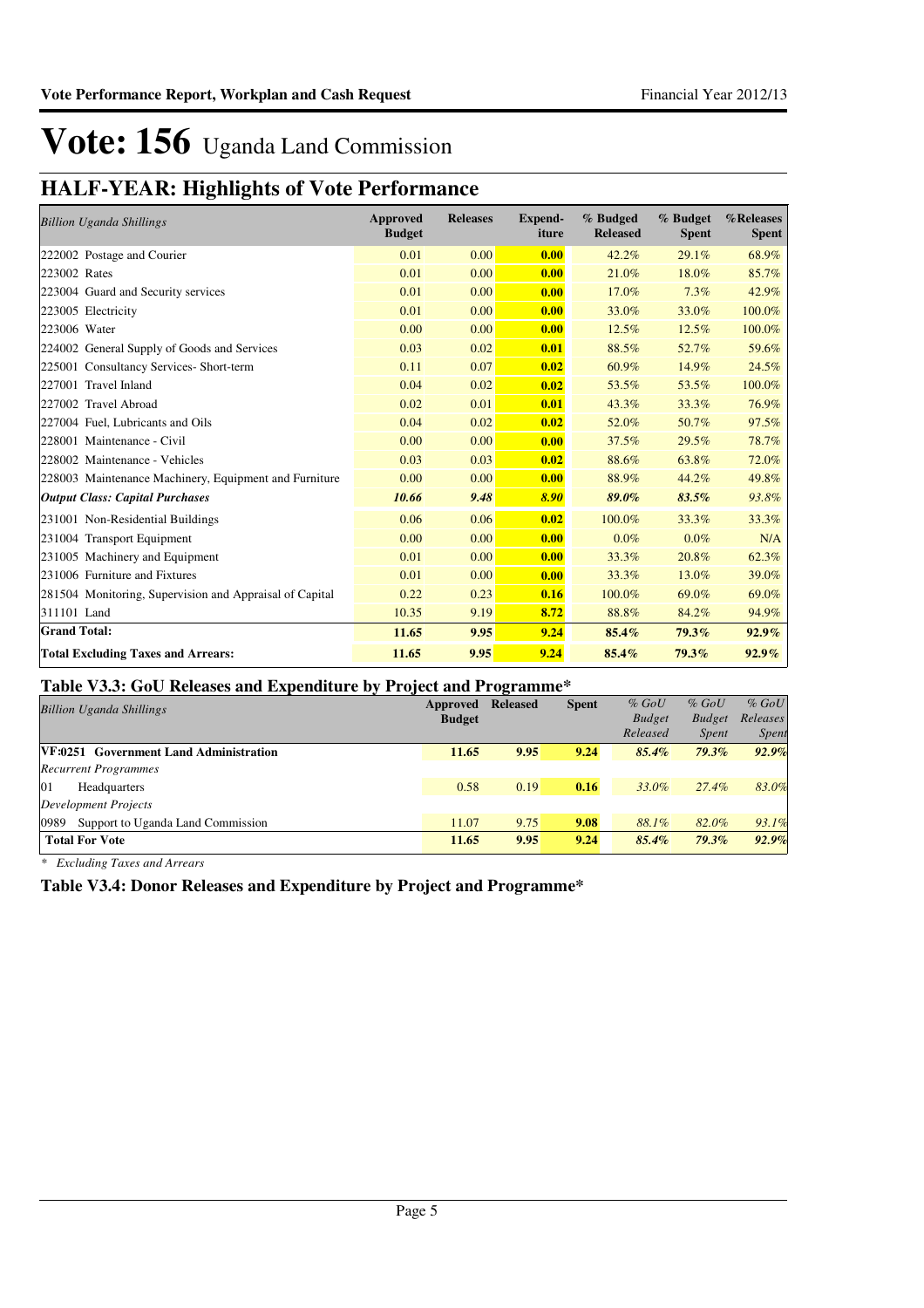# Vote: 156 Uganda Land Commission

## HALF-YEAR: Highlights of Vote Performance

| *Billion Uganda Shillings* | Approved Budget | Releases | Expend- iture | % Budged Released | % Budget Spent | %Releases Spent |
|---|---|---|---|---|---|---|
| 222002 Postage and Courier | 0.01 | 0.00 | **0.00** | 42.2% | 29.1% | 68.9% |
| 223002 Rates | 0.01 | 0.00 | **0.00** | 21.0% | 18.0% | 85.7% |
| 223004 Guard and Security services | 0.01 | 0.00 | **0.00** | 17.0% | 7.3% | 42.9% |
| 223005 Electricity | 0.01 | 0.00 | **0.00** | 33.0% | 33.0% | 100.0% |
| 223006 Water | 0.00 | 0.00 | **0.00** | 12.5% | 12.5% | 100.0% |
| 224002 General Supply of Goods and Services | 0.03 | 0.02 | **0.01** | 88.5% | 52.7% | 59.6% |
| 225001 Consultancy Services- Short-term | 0.11 | 0.07 | **0.02** | 60.9% | 14.9% | 24.5% |
| 227001 Travel Inland | 0.04 | 0.02 | **0.02** | 53.5% | 53.5% | 100.0% |
| 227002 Travel Abroad | 0.02 | 0.01 | **0.01** | 43.3% | 33.3% | 76.9% |
| 227004 Fuel, Lubricants and Oils | 0.04 | 0.02 | **0.02** | 52.0% | 50.7% | 97.5% |
| 228001 Maintenance - Civil | 0.00 | 0.00 | **0.00** | 37.5% | 29.5% | 78.7% |
| 228002 Maintenance - Vehicles | 0.03 | 0.03 | **0.02** | 88.6% | 63.8% | 72.0% |
| 228003 Maintenance Machinery, Equipment and Furniture | 0.00 | 0.00 | **0.00** | 88.9% | 44.2% | 49.8% |
| ***Output Class: Capital Purchases*** | ***10.66*** | ***9.48*** | ***8.90*** | ***89.0%*** | ***83.5%*** | ***93.8%*** |
| 231001 Non-Residential Buildings | 0.06 | 0.06 | **0.02** | 100.0% | 33.3% | 33.3% |
| 231004 Transport Equipment | 0.00 | 0.00 | **0.00** | 0.0% | 0.0% | N/A |
| 231005 Machinery and Equipment | 0.01 | 0.00 | **0.00** | 33.3% | 20.8% | 62.3% |
| 231006 Furniture and Fixtures | 0.01 | 0.00 | **0.00** | 33.3% | 13.0% | 39.0% |
| 281504 Monitoring, Supervision and Appraisal of Capital | 0.22 | 0.23 | **0.16** | 100.0% | 69.0% | 69.0% |
| 311101 Land | 10.35 | 9.19 | **8.72** | 88.8% | 84.2% | 94.9% |
| **Grand Total:** | **11.65** | **9.95** | **9.24** | **85.4%** | **79.3%** | **92.9%** |
| **Total Excluding Taxes and Arrears:** | **11.65** | **9.95** | **9.24** | **85.4%** | **79.3%** | **92.9%** |

### Table V3.3: GoU Releases and Expenditure by Project and Programme*

| *Billion Uganda Shillings* | Approved Budget | Released | Spent | *% GoU Budget Released* | *% GoU Budget Spent* | *% GoU Releases Spent* |
|---|---|---|---|---|---|---|
| **VF:0251 Government Land Administration** | **11.65** | **9.95** | **9.24** | ***85.4%*** | ***79.3%*** | ***92.9%*** |
| *Recurrent Programmes* | | | | | | |
| 01 Headquarters | 0.58 | 0.19 | **0.16** | *33.0%* | *27.4%* | *83.0%* |
| *Development Projects* | | | | | | |
| 0989 Support to Uganda Land Commission | 11.07 | 9.75 | **9.08** | *88.1%* | *82.0%* | *93.1%* |
| **Total For Vote** | **11.65** | **9.95** | **9.24** | ***85.4%*** | ***79.3%*** | ***92.9%*** |

*\* Excluding Taxes and Arrears*

### Table V3.4: Donor Releases and Expenditure by Project and Programme*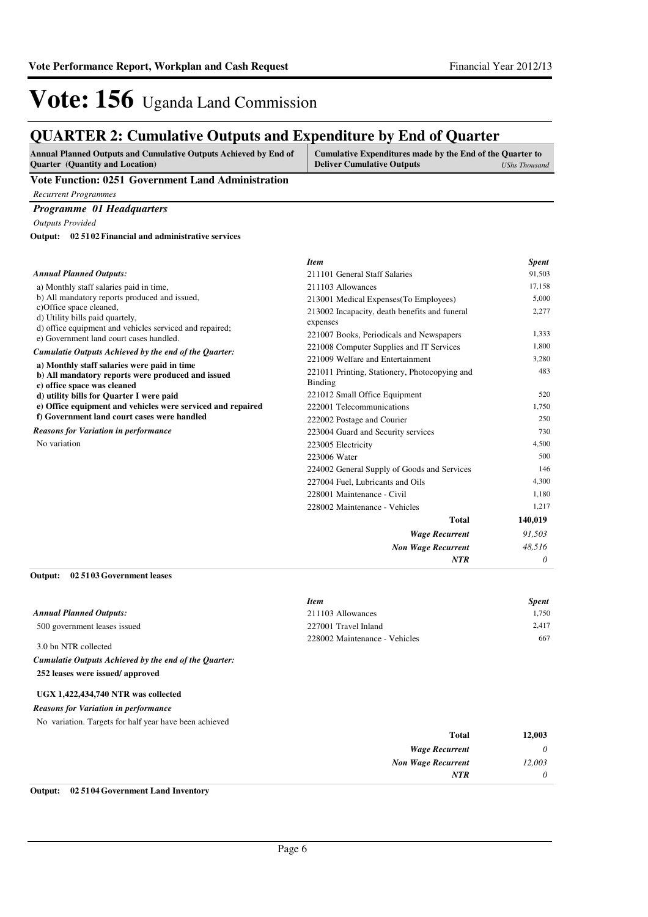# Vote: 156 Uganda Land Commission

## QUARTER 2: Cumulative Outputs and Expenditure by End of Quarter

| Annual Planned Outputs and Cumulative Outputs Achieved by End of Quarter (Quantity and Location) | Cumulative Expenditures made by the End of the Quarter to Deliver Cumulative Outputs *UShs Thousand* |
|---|---|

### Vote Function: 0251 Government Land Administration

*Recurrent Programmes*

### *Programme 01 Headquarters*

*Outputs Provided*

**Output: 02 51 02 Financial and administrative services**

*Annual Planned Outputs:*

a) Monthly staff salaries paid in time,
b) All mandatory reports produced and issued,
c)Office space cleaned,
d) Utility bills paid quartely,
d) office equipment and vehicles serviced and repaired;
e) Government land court cases handled.

*Cumulatie Outputs Achieved by the end of the Quarter:*

**a) Monthly staff salaries were paid in time**
**b) All mandatory reports were produced and issued**
**c) office space was cleaned**
**d) utility bills for Quarter I were paid**
**e) Office equipment and vehicles were serviced and repaired**
**f) Government land court cases were handled**

*Reasons for Variation in performance*

No variation

| *Item* | *Spent* |
|---|---|
| 211101 General Staff Salaries | 91,503 |
| 211103 Allowances | 17,158 |
| 213001 Medical Expenses(To Employees) | 5,000 |
| 213002 Incapacity, death benefits and funeral expenses | 2,277 |
| 221007 Books, Periodicals and Newspapers | 1,333 |
| 221008 Computer Supplies and IT Services | 1,800 |
| 221009 Welfare and Entertainment | 3,280 |
| 221011 Printing, Stationery, Photocopying and Binding | 483 |
| 221012 Small Office Equipment | 520 |
| 222001 Telecommunications | 1,750 |
| 222002 Postage and Courier | 250 |
| 223004 Guard and Security services | 730 |
| 223005 Electricity | 4,500 |
| 223006 Water | 500 |
| 224002 General Supply of Goods and Services | 146 |
| 227004 Fuel, Lubricants and Oils | 4,300 |
| 228001 Maintenance - Civil | 1,180 |
| 228002 Maintenance - Vehicles | 1,217 |
| **Total** | **140,019** |
| ***Wage Recurrent*** | *91,503* |
| ***Non Wage Recurrent*** | *48,516* |
| ***NTR*** | *0* |

**Output: 02 51 03 Government leases**

*Annual Planned Outputs:*

500 government leases issued

3.0 bn NTR collected

*Cumulatie Outputs Achieved by the end of the Quarter:*

**252 leases were issued/ approved**

**UGX 1,422,434,740 NTR was collected**

*Reasons for Variation in performance*

No variation. Targets for half year have been achieved

| *Item* | *Spent* |
|---|---|
| 211103 Allowances | 1,750 |
| 227001 Travel Inland | 2,417 |
| 228002 Maintenance - Vehicles | 667 |
| **Total** | **12,003** |
| ***Wage Recurrent*** | *0* |
| ***Non Wage Recurrent*** | *12,003* |
| ***NTR*** | *0* |

**Output: 02 51 04 Government Land Inventory**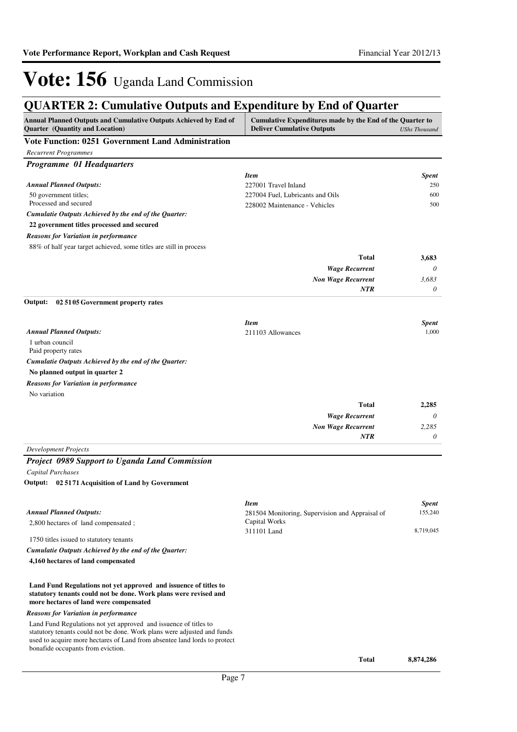# Vote: 156 Uganda Land Commission

## QUARTER 2: Cumulative Outputs and Expenditure by End of Quarter

| Annual Planned Outputs and Cumulative Outputs Achieved by End of Quarter (Quantity and Location) | Cumulative Expenditures made by the End of the Quarter to Deliver Cumulative Outputs | UShs Thousand |
|---|---|---|

### Vote Function: 0251 Government Land Administration

*Recurrent Programmes*

### *Programme 01 Headquarters*

***Annual Planned Outputs:***

50 government titles;
Processed and secured

***Cumulatie Outputs Achieved by the end of the Quarter:***

**22 government titles processed and secured**

***Reasons for Variation in performance***

88% of half year target achieved, some titles are still in process

| *Item* | *Spent* |
|---|---|
| 227001 Travel Inland | 250 |
| 227004 Fuel, Lubricants and Oils | 600 |
| 228002 Maintenance - Vehicles | 500 |
| **Total** | **3,683** |
| *Wage Recurrent* | *0* |
| *Non Wage Recurrent* | *3,683* |
| *NTR* | *0* |

**Output: 02 5105 Government property rates**

***Annual Planned Outputs:***

1 urban council
Paid property rates

***Cumulatie Outputs Achieved by the end of the Quarter:***

**No planned output in quarter 2**

***Reasons for Variation in performance***

No variation

| *Item* | *Spent* |
|---|---|
| 211103 Allowances | 1,000 |
| **Total** | **2,285** |
| *Wage Recurrent* | *0* |
| *Non Wage Recurrent* | *2,285* |
| *NTR* | *0* |

*Development Projects*

### *Project 0989 Support to Uganda Land Commission*

*Capital Purchases*

**Output: 02 5171 Acquisition of Land by Government**

***Annual Planned Outputs:***

2,800 hectares of land compensated ;

1750 titles issued to statutory tenants

***Cumulatie Outputs Achieved by the end of the Quarter:***

**4,160 hectares of land compensated**

**Land Fund Regulations not yet approved and issuence of titles to statutory tenants could not be done. Work plans were revised and more hectares of land were compensated**

***Reasons for Variation in performance***

Land Fund Regulations not yet approved and issuence of titles to statutory tenants could not be done. Work plans were adjusted and funds used to acquire more hectares of Land from absentee land lords to protect bonafide occupants from eviction.

| *Item* | *Spent* |
|---|---|
| 281504 Monitoring, Supervision and Appraisal of Capital Works | 155,240 |
| 311101 Land | 8,719,045 |
| **Total** | **8,874,286** |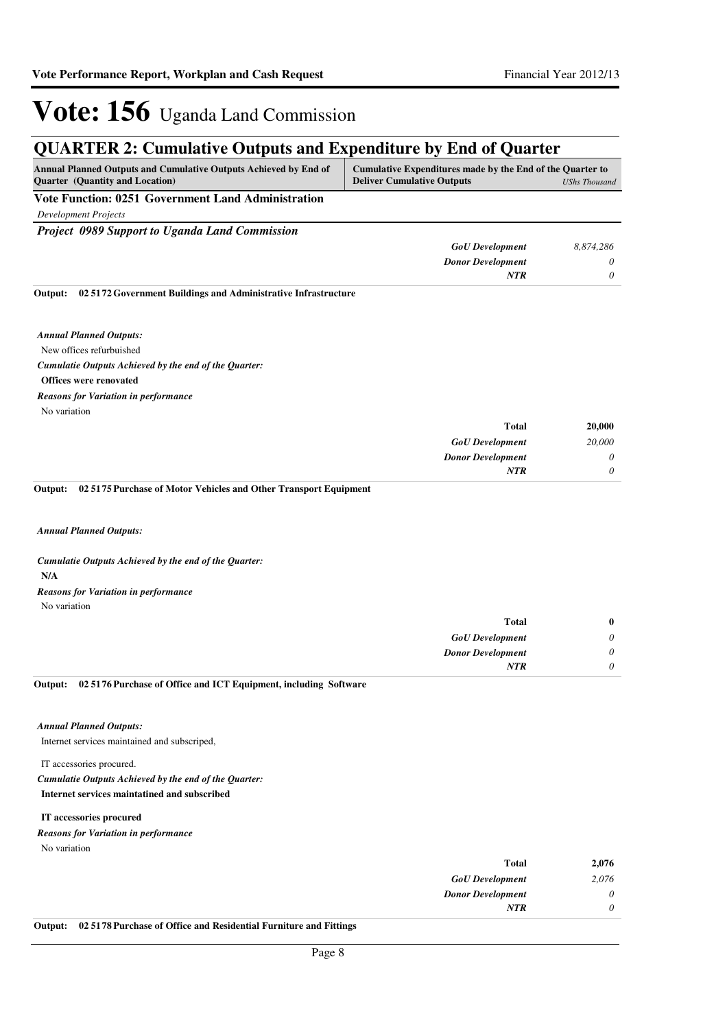# Vote: 156 Uganda Land Commission

## QUARTER 2: Cumulative Outputs and Expenditure by End of Quarter

| Annual Planned Outputs and Cumulative Outputs Achieved by End of Quarter (Quantity and Location) | Cumulative Expenditures made by the End of the Quarter to Deliver Cumulative Outputs | UShs Thousand |
|---|---|---|

### Vote Function: 0251 Government Land Administration

*Development Projects*

***Project 0989 Support to Uganda Land Commission***

| | | |
|---|---|---|
| | *GoU Development* | *8,874,286* |
| | *Donor Development* | *0* |
| | *NTR* | *0* |

**Output: 02 5172 Government Buildings and Administrative Infrastructure**

***Annual Planned Outputs:***

New offices refurbuished

***Cumulatie Outputs Achieved by the end of the Quarter:***

**Offices were renovated**

***Reasons for Variation in performance***

No variation

| | | |
|---|---|---|
| | **Total** | **20,000** |
| | *GoU Development* | *20,000* |
| | *Donor Development* | *0* |
| | *NTR* | *0* |

**Output: 02 5175 Purchase of Motor Vehicles and Other Transport Equipment**

***Annual Planned Outputs:***

***Cumulatie Outputs Achieved by the end of the Quarter:***

**N/A**

***Reasons for Variation in performance***

No variation

| | | |
|---|---|---|
| | **Total** | **0** |
| | *GoU Development* | *0* |
| | *Donor Development* | *0* |
| | *NTR* | *0* |

**Output: 02 5176 Purchase of Office and ICT Equipment, including Software**

***Annual Planned Outputs:***

Internet services maintained and subscriped,

IT accessories procured.

***Cumulatie Outputs Achieved by the end of the Quarter:***

**Internet services maintatined and subscribed**

**IT accessories procured**

***Reasons for Variation in performance***

No variation

| | | |
|---|---|---|
| | **Total** | **2,076** |
| | *GoU Development* | *2,076* |
| | *Donor Development* | *0* |
| | *NTR* | *0* |

**Output: 02 5178 Purchase of Office and Residential Furniture and Fittings**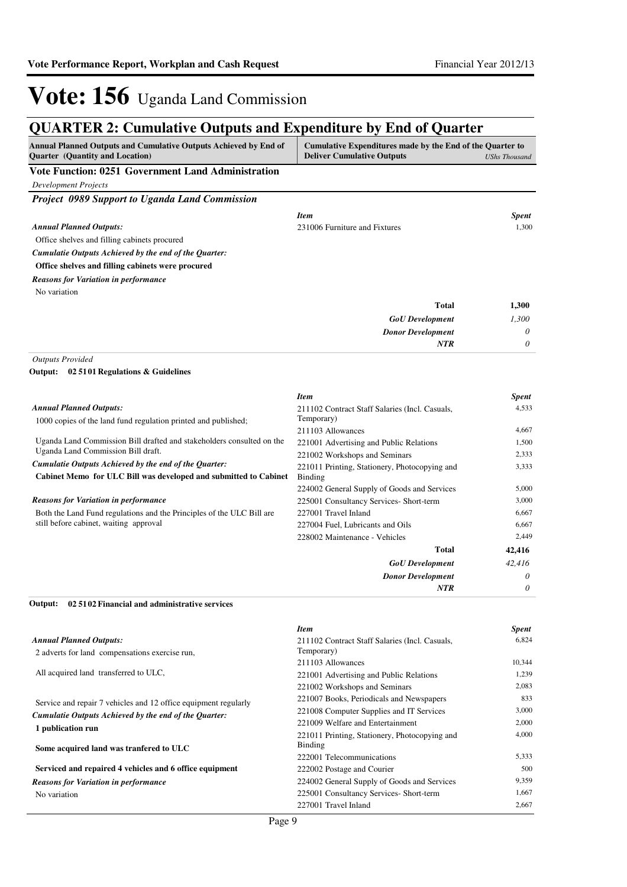# Vote: 156 Uganda Land Commission

## QUARTER 2: Cumulative Outputs and Expenditure by End of Quarter

| Annual Planned Outputs and Cumulative Outputs Achieved by End of Quarter (Quantity and Location) | Cumulative Expenditures made by the End of the Quarter to Deliver Cumulative Outputs *UShs Thousand* |
|---|---|

### Vote Function: 0251 Government Land Administration

*Development Projects*

#### *Project 0989 Support to Uganda Land Commission*

***Annual Planned Outputs:***

Office shelves and filling cabinets procured

***Cumulatie Outputs Achieved by the end of the Quarter:***

**Office shelves and filling cabinets were procured**

***Reasons for Variation in performance***

No variation

| *Item* | *Spent* |
|---|---|
| 231006 Furniture and Fixtures | 1,300 |
| **Total** | **1,300** |
| ***GoU Development*** | *1,300* |
| ***Donor Development*** | *0* |
| ***NTR*** | *0* |

*Outputs Provided*

**Output: 02 51 01 Regulations & Guidelines**

***Annual Planned Outputs:***

1000 copies of the land fund regulation printed and published;

Uganda Land Commission Bill drafted and stakeholders consulted on the Uganda Land Commission Bill draft.

***Cumulatie Outputs Achieved by the end of the Quarter:***

**Cabinet Memo for ULC Bill was developed and submitted to Cabinet**

***Reasons for Variation in performance***

Both the Land Fund regulations and the Principles of the ULC Bill are still before cabinet, waiting approval

| *Item* | *Spent* |
|---|---|
| 211102 Contract Staff Salaries (Incl. Casuals, Temporary) | 4,533 |
| 211103 Allowances | 4,667 |
| 221001 Advertising and Public Relations | 1,500 |
| 221002 Workshops and Seminars | 2,333 |
| 221011 Printing, Stationery, Photocopying and Binding | 3,333 |
| 224002 General Supply of Goods and Services | 5,000 |
| 225001 Consultancy Services- Short-term | 3,000 |
| 227001 Travel Inland | 6,667 |
| 227004 Fuel, Lubricants and Oils | 6,667 |
| 228002 Maintenance - Vehicles | 2,449 |
| **Total** | **42,416** |
| ***GoU Development*** | *42,416* |
| ***Donor Development*** | *0* |
| ***NTR*** | *0* |

**Output: 02 51 02 Financial and administrative services**

***Annual Planned Outputs:***

2 adverts for land compensations exercise run,

All acquired land transferred to ULC,

Service and repair 7 vehicles and 12 office equipment regularly

***Cumulatie Outputs Achieved by the end of the Quarter:***

**1 publication run**

**Some acquired land was tranfered to ULC**

**Serviced and repaired 4 vehicles and 6 office equipment**

***Reasons for Variation in performance***

No variation

| *Item* | *Spent* |
|---|---|
| 211102 Contract Staff Salaries (Incl. Casuals, Temporary) | 6,824 |
| 211103 Allowances | 10,344 |
| 221001 Advertising and Public Relations | 1,239 |
| 221002 Workshops and Seminars | 2,083 |
| 221007 Books, Periodicals and Newspapers | 833 |
| 221008 Computer Supplies and IT Services | 3,000 |
| 221009 Welfare and Entertainment | 2,000 |
| 221011 Printing, Stationery, Photocopying and Binding | 4,000 |
| 222001 Telecommunications | 5,333 |
| 222002 Postage and Courier | 500 |
| 224002 General Supply of Goods and Services | 9,359 |
| 225001 Consultancy Services- Short-term | 1,667 |
| 227001 Travel Inland | 2,667 |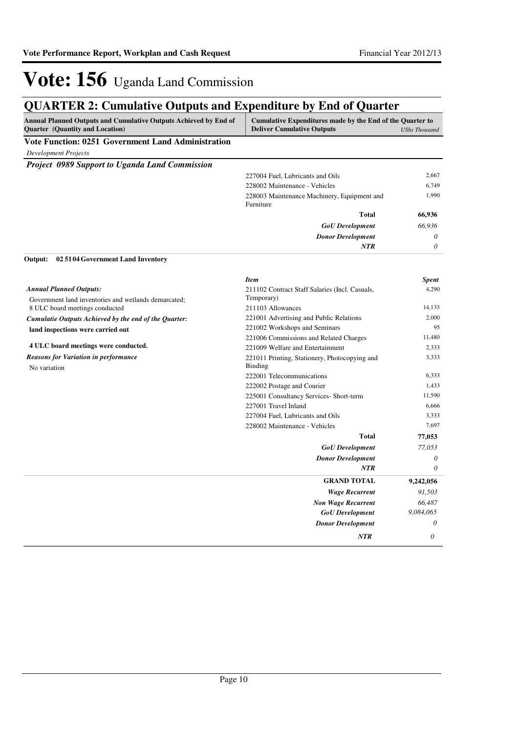# Vote: 156 Uganda Land Commission

## QUARTER 2: Cumulative Outputs and Expenditure by End of Quarter

| Annual Planned Outputs and Cumulative Outputs Achieved by End of Quarter (Quantity and Location) | Cumulative Expenditures made by the End of the Quarter to Deliver Cumulative Outputs | UShs Thousand |
|---|---|---|

**Vote Function: 0251 Government Land Administration**

*Development Projects*

***Project 0989 Support to Uganda Land Commission***

| Item | Spent |
|---|---|
| 227004 Fuel, Lubricants and Oils | 2,667 |
| 228002 Maintenance - Vehicles | 6,749 |
| 228003 Maintenance Machinery, Equipment and Furniture | 1,990 |
| **Total** | **66,936** |
| *GoU Development* | *66,936* |
| *Donor Development* | *0* |
| *NTR* | *0* |

**Output: 02 5104 Government Land Inventory**

*Annual Planned Outputs:*

Government land inventories and wetlands demarcated;
8 ULC board meetings conducted

*Cumulatie Outputs Achieved by the end of the Quarter:*

**land inspections were carried out**

**4 ULC board meetings were conducted.**

*Reasons for Variation in performance*

No variation

| *Item* | *Spent* |
|---|---|
| 211102 Contract Staff Salaries (Incl. Casuals, Temporary) | 4,290 |
| 211103 Allowances | 14,133 |
| 221001 Advertising and Public Relations | 2,000 |
| 221002 Workshops and Seminars | 95 |
| 221006 Commissions and Related Charges | 11,480 |
| 221009 Welfare and Entertainment | 2,333 |
| 221011 Printing, Stationery, Photocopying and Binding | 3,333 |
| 222001 Telecommunications | 6,333 |
| 222002 Postage and Courier | 1,433 |
| 225001 Consultancy Services- Short-term | 11,590 |
| 227001 Travel Inland | 6,666 |
| 227004 Fuel, Lubricants and Oils | 3,333 |
| 228002 Maintenance - Vehicles | 7,697 |
| **Total** | **77,053** |
| *GoU Development* | *77,053* |
| *Donor Development* | *0* |
| *NTR* | *0* |

| | |
|---|---|
| **GRAND TOTAL** | **9,242,056** |
| *Wage Recurrent* | *91,503* |
| *Non Wage Recurrent* | *66,487* |
| *GoU Development* | *9,084,065* |
| *Donor Development* | *0* |
| *NTR* | *0* |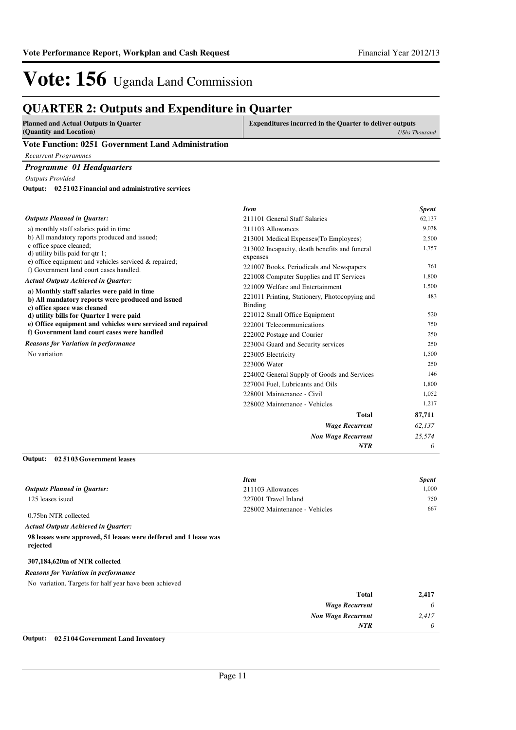# Vote: 156 Uganda Land Commission

## QUARTER 2: Outputs and Expenditure in Quarter

| Planned and Actual Outputs in Quarter (Quantity and Location) | Expenditures incurred in the Quarter to deliver outputs *UShs Thousand* |
|---|---|

### Vote Function: 0251 Government Land Administration

*Recurrent Programmes*

#### *Programme 01 Headquarters*

*Outputs Provided*

**Output: 02 51 02 Financial and administrative services**

*Outputs Planned in Quarter:*

a) monthly staff salaries paid in time
b) All mandatory reports produced and issued;
c office space cleaned;
d) utility bills paid for qtr 1;
e) office equipment and vehicles serviced & repaired;
f) Government land court cases handled.

*Actual Outputs Achieved in Quarter:*

**a) Monthly staff salaries were paid in time**
**b) All mandatory reports were produced and issued**
**c) office space was cleaned**
**d) utility bills for Quarter I were paid**
**e) Office equipment and vehicles were serviced and repaired**
**f) Government land court cases were handled**

*Reasons for Variation in performance*

No variation

| *Item* | *Spent* |
|---|---|
| 211101 General Staff Salaries | 62,137 |
| 211103 Allowances | 9,038 |
| 213001 Medical Expenses(To Employees) | 2,500 |
| 213002 Incapacity, death benefits and funeral expenses | 1,757 |
| 221007 Books, Periodicals and Newspapers | 761 |
| 221008 Computer Supplies and IT Services | 1,800 |
| 221009 Welfare and Entertainment | 1,500 |
| 221011 Printing, Stationery, Photocopying and Binding | 483 |
| 221012 Small Office Equipment | 520 |
| 222001 Telecommunications | 750 |
| 222002 Postage and Courier | 250 |
| 223004 Guard and Security services | 250 |
| 223005 Electricity | 1,500 |
| 223006 Water | 250 |
| 224002 General Supply of Goods and Services | 146 |
| 227004 Fuel, Lubricants and Oils | 1,800 |
| 228001 Maintenance - Civil | 1,052 |
| 228002 Maintenance - Vehicles | 1,217 |
| **Total** | **87,711** |
| ***Wage Recurrent*** | *62,137* |
| ***Non Wage Recurrent*** | *25,574* |
| ***NTR*** | *0* |

**Output: 02 51 03 Government leases**

*Outputs Planned in Quarter:*

125 leases isued

0.75bn NTR collected

*Actual Outputs Achieved in Quarter:*

**98 leases were approved, 51 leases were deffered and 1 lease was rejected**

**307,184,620m of NTR collected**

*Reasons for Variation in performance*

No variation. Targets for half year have been achieved

| *Item* | *Spent* |
|---|---|
| 211103 Allowances | 1,000 |
| 227001 Travel Inland | 750 |
| 228002 Maintenance - Vehicles | 667 |
| **Total** | **2,417** |
| ***Wage Recurrent*** | *0* |
| ***Non Wage Recurrent*** | *2,417* |
| ***NTR*** | *0* |

**Output: 02 51 04 Government Land Inventory**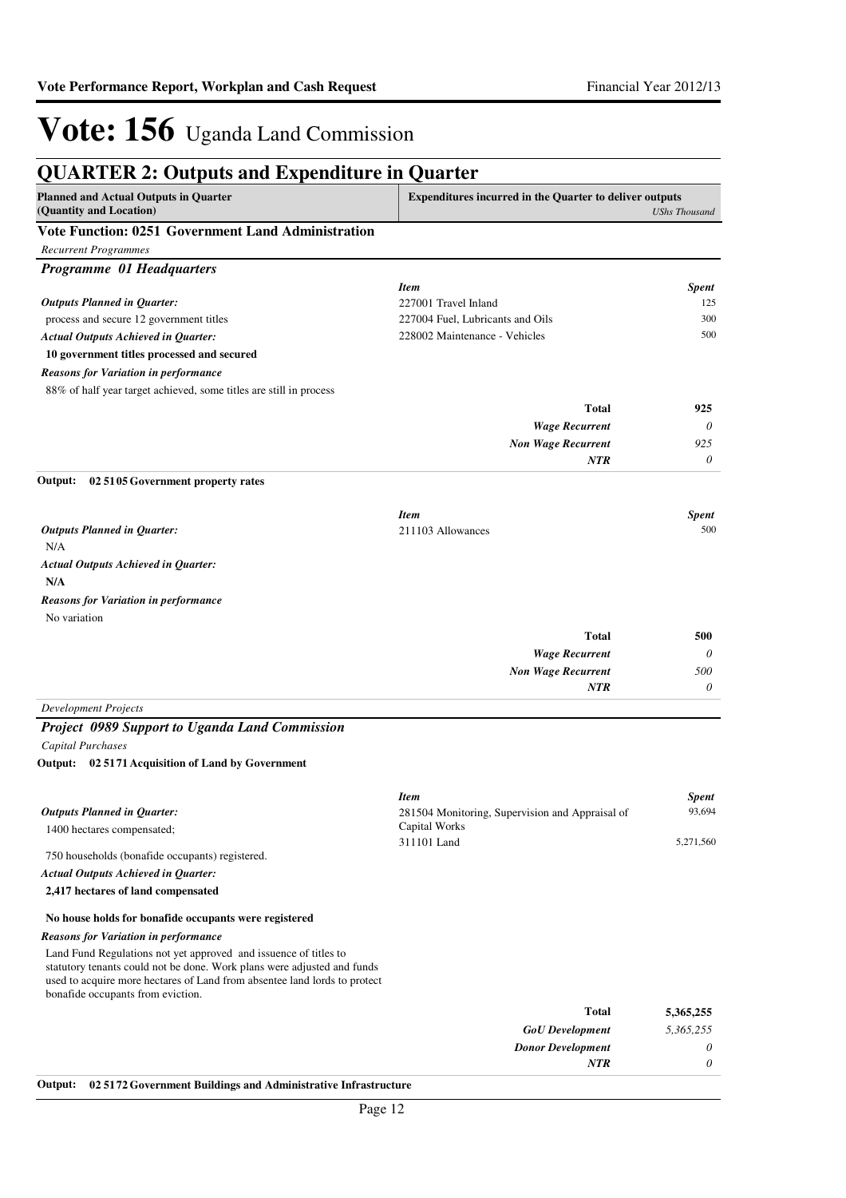# Vote: 156 Uganda Land Commission

## QUARTER 2: Outputs and Expenditure in Quarter

| Planned and Actual Outputs in Quarter (Quantity and Location) | Expenditures incurred in the Quarter to deliver outputs | *UShs Thousand* |
|---|---|---|

### Vote Function: 0251 Government Land Administration

*Recurrent Programmes*

#### *Programme 01 Headquarters*

***Outputs Planned in Quarter:***

process and secure 12 government titles

***Actual Outputs Achieved in Quarter:***

**10 government titles processed and secured**

***Reasons for Variation in performance***

88% of half year target achieved, some titles are still in process

| *Item* | *Spent* |
|---|---|
| 227001 Travel Inland | 125 |
| 227004 Fuel, Lubricants and Oils | 300 |
| 228002 Maintenance - Vehicles | 500 |
| **Total** | **925** |
| *Wage Recurrent* | *0* |
| *Non Wage Recurrent* | *925* |
| *NTR* | *0* |

**Output: 02 5105 Government property rates**

***Outputs Planned in Quarter:***

N/A

***Actual Outputs Achieved in Quarter:***

**N/A**

***Reasons for Variation in performance***

No variation

| *Item* | *Spent* |
|---|---|
| 211103 Allowances | 500 |
| **Total** | **500** |
| *Wage Recurrent* | *0* |
| *Non Wage Recurrent* | *500* |
| *NTR* | *0* |

*Development Projects*

#### *Project 0989 Support to Uganda Land Commission*

*Capital Purchases*

**Output: 02 5171 Acquisition of Land by Government**

***Outputs Planned in Quarter:***

1400 hectares compensated;

750 households (bonafide occupants) registered.

***Actual Outputs Achieved in Quarter:***

**2,417 hectares of land compensated**

**No house holds for bonafide occupants were registered**

***Reasons for Variation in performance***

Land Fund Regulations not yet approved and issuence of titles to statutory tenants could not be done. Work plans were adjusted and funds used to acquire more hectares of Land from absentee land lords to protect bonafide occupants from eviction.

| *Item* | *Spent* |
|---|---|
| 281504 Monitoring, Supervision and Appraisal of Capital Works | 93,694 |
| 311101 Land | 5,271,560 |
| **Total** | **5,365,255** |
| *GoU Development* | *5,365,255* |
| *Donor Development* | *0* |
| *NTR* | *0* |

**Output: 02 5172 Government Buildings and Administrative Infrastructure**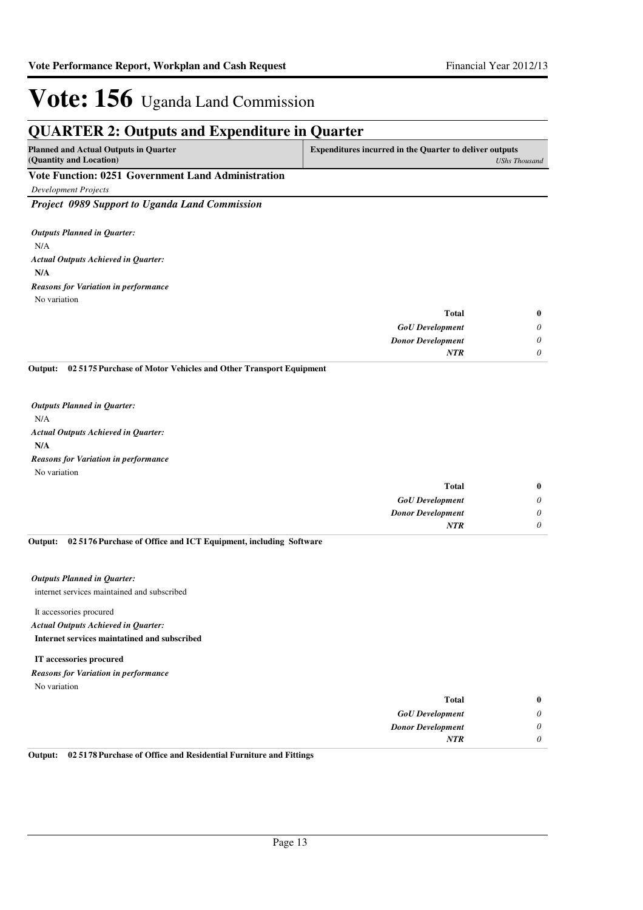# Vote: 156 Uganda Land Commission

## QUARTER 2: Outputs and Expenditure in Quarter

| Planned and Actual Outputs in Quarter (Quantity and Location) | Expenditures incurred in the Quarter to deliver outputs *UShs Thousand* |
|---|---|

### Vote Function: 0251 Government Land Administration

*Development Projects*

#### *Project 0989 Support to Uganda Land Commission*

*Outputs Planned in Quarter:*

N/A

*Actual Outputs Achieved in Quarter:*

**N/A**

*Reasons for Variation in performance*

No variation

| | |
|---|---|
| **Total** | **0** |
| *GoU Development* | *0* |
| *Donor Development* | *0* |
| *NTR* | *0* |

**Output: 02 5175 Purchase of Motor Vehicles and Other Transport Equipment**

*Outputs Planned in Quarter:*

N/A

*Actual Outputs Achieved in Quarter:*

**N/A**

*Reasons for Variation in performance*

No variation

| | |
|---|---|
| **Total** | **0** |
| *GoU Development* | *0* |
| *Donor Development* | *0* |
| *NTR* | *0* |

**Output: 02 5176 Purchase of Office and ICT Equipment, including Software**

*Outputs Planned in Quarter:*

internet services maintained and subscribed

It accessories procured

*Actual Outputs Achieved in Quarter:*

**Internet services maintatined and subscribed**

**IT accessories procured**

*Reasons for Variation in performance*

No variation

| | |
|---|---|
| **Total** | **0** |
| *GoU Development* | *0* |
| *Donor Development* | *0* |
| *NTR* | *0* |

**Output: 02 5178 Purchase of Office and Residential Furniture and Fittings**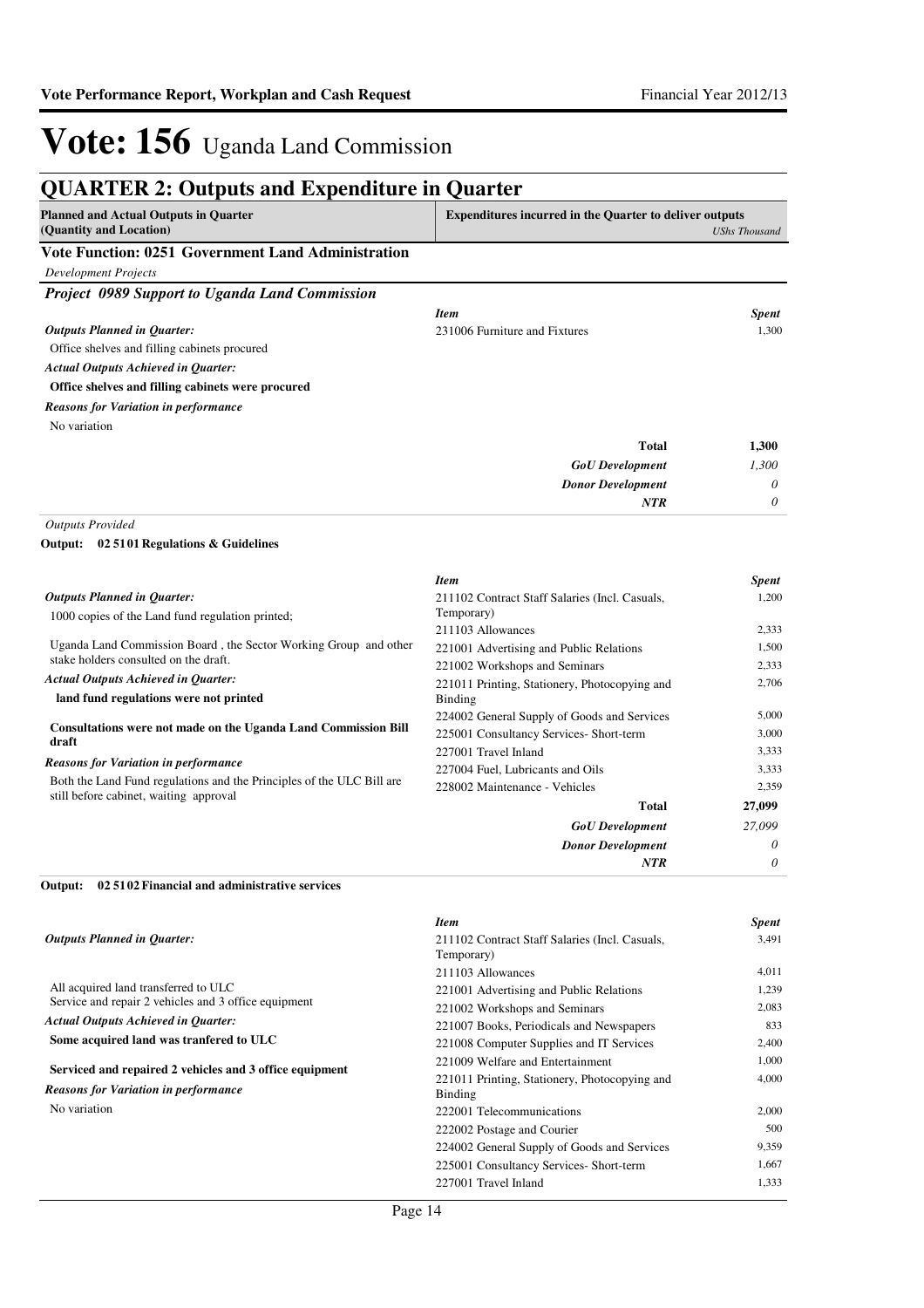# Vote: 156 Uganda Land Commission

## QUARTER 2: Outputs and Expenditure in Quarter

| Planned and Actual Outputs in Quarter (Quantity and Location) | Expenditures incurred in the Quarter to deliver outputs | *UShs Thousand* |
|---|---|---|

### Vote Function: 0251 Government Land Administration

*Development Projects*

#### *Project 0989 Support to Uganda Land Commission*

*Outputs Planned in Quarter:*

Office shelves and filling cabinets procured

*Actual Outputs Achieved in Quarter:*

**Office shelves and filling cabinets were procured**

*Reasons for Variation in performance*

No variation

| *Item* | *Spent* |
|---|---|
| 231006 Furniture and Fixtures | 1,300 |
| **Total** | **1,300** |
| ***GoU Development*** | *1,300* |
| ***Donor Development*** | *0* |
| ***NTR*** | *0* |

*Outputs Provided*

**Output: 02 51 01 Regulations & Guidelines**

*Outputs Planned in Quarter:*

1000 copies of the Land fund regulation printed;

Uganda Land Commission Board , the Sector Working Group and other stake holders consulted on the draft.

*Actual Outputs Achieved in Quarter:*

**land fund regulations were not printed**

**Consultations were not made on the Uganda Land Commission Bill draft**

*Reasons for Variation in performance*

Both the Land Fund regulations and the Principles of the ULC Bill are still before cabinet, waiting approval

| *Item* | *Spent* |
|---|---|
| 211102 Contract Staff Salaries (Incl. Casuals, Temporary) | 1,200 |
| 211103 Allowances | 2,333 |
| 221001 Advertising and Public Relations | 1,500 |
| 221002 Workshops and Seminars | 2,333 |
| 221011 Printing, Stationery, Photocopying and Binding | 2,706 |
| 224002 General Supply of Goods and Services | 5,000 |
| 225001 Consultancy Services- Short-term | 3,000 |
| 227001 Travel Inland | 3,333 |
| 227004 Fuel, Lubricants and Oils | 3,333 |
| 228002 Maintenance - Vehicles | 2,359 |
| **Total** | **27,099** |
| ***GoU Development*** | *27,099* |
| ***Donor Development*** | *0* |
| ***NTR*** | *0* |

**Output: 02 51 02 Financial and administrative services**

*Outputs Planned in Quarter:*

All acquired land transferred to ULC
Service and repair 2 vehicles and 3 office equipment

*Actual Outputs Achieved in Quarter:*

**Some acquired land was tranfered to ULC**

**Serviced and repaired 2 vehicles and 3 office equipment**

*Reasons for Variation in performance*

No variation

| *Item* | *Spent* |
|---|---|
| 211102 Contract Staff Salaries (Incl. Casuals, Temporary) | 3,491 |
| 211103 Allowances | 4,011 |
| 221001 Advertising and Public Relations | 1,239 |
| 221002 Workshops and Seminars | 2,083 |
| 221007 Books, Periodicals and Newspapers | 833 |
| 221008 Computer Supplies and IT Services | 2,400 |
| 221009 Welfare and Entertainment | 1,000 |
| 221011 Printing, Stationery, Photocopying and Binding | 4,000 |
| 222001 Telecommunications | 2,000 |
| 222002 Postage and Courier | 500 |
| 224002 General Supply of Goods and Services | 9,359 |
| 225001 Consultancy Services- Short-term | 1,667 |
| 227001 Travel Inland | 1,333 |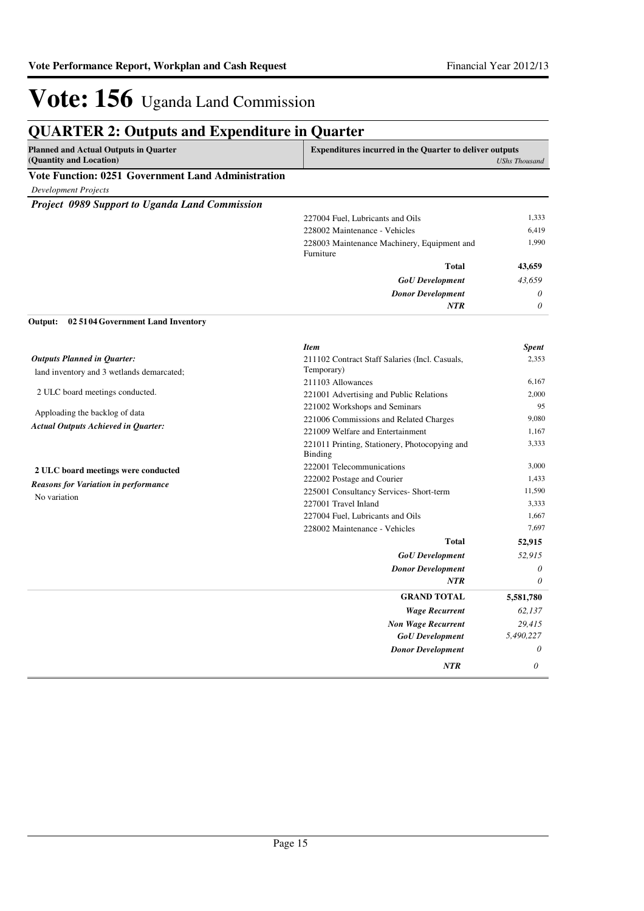# Vote: 156 Uganda Land Commission

## QUARTER 2: Outputs and Expenditure in Quarter

| Planned and Actual Outputs in Quarter (Quantity and Location) | Expenditures incurred in the Quarter to deliver outputs | UShs Thousand |
|---|---|---|

**Vote Function: 0251 Government Land Administration**

*Development Projects*

***Project 0989 Support to Uganda Land Commission***

| | Item | Spent |
|---|---|---|
| | 227004 Fuel, Lubricants and Oils | 1,333 |
| | 228002 Maintenance - Vehicles | 6,419 |
| | 228003 Maintenance Machinery, Equipment and Furniture | 1,990 |
| | **Total** | **43,659** |
| | ***GoU Development*** | *43,659* |
| | ***Donor Development*** | *0* |
| | ***NTR*** | *0* |

**Output: 02 51 04 Government Land Inventory**

| | Item | Spent |
|---|---|---|
| ***Outputs Planned in Quarter:*** land inventory and 3 wetlands demarcated; | 211102 Contract Staff Salaries (Incl. Casuals, Temporary) | 2,353 |
| 2 ULC board meetings conducted. | 211103 Allowances | 6,167 |
| Apploading the backlog of data | 221001 Advertising and Public Relations | 2,000 |
| ***Actual Outputs Achieved in Quarter:*** | 221002 Workshops and Seminars | 95 |
| | 221006 Commissions and Related Charges | 9,080 |
| | 221009 Welfare and Entertainment | 1,167 |
| | 221011 Printing, Stationery, Photocopying and Binding | 3,333 |
| **2 ULC board meetings were conducted** | 222001 Telecommunications | 3,000 |
| ***Reasons for Variation in performance*** | 222002 Postage and Courier | 1,433 |
| No variation | 225001 Consultancy Services- Short-term | 11,590 |
| | 227001 Travel Inland | 3,333 |
| | 227004 Fuel, Lubricants and Oils | 1,667 |
| | 228002 Maintenance - Vehicles | 7,697 |
| | **Total** | **52,915** |
| | ***GoU Development*** | *52,915* |
| | ***Donor Development*** | *0* |
| | ***NTR*** | *0* |

| | | |
|---|---|---|
| | **GRAND TOTAL** | **5,581,780** |
| | ***Wage Recurrent*** | *62,137* |
| | ***Non Wage Recurrent*** | *29,415* |
| | ***GoU Development*** | *5,490,227* |
| | ***Donor Development*** | *0* |
| | ***NTR*** | *0* |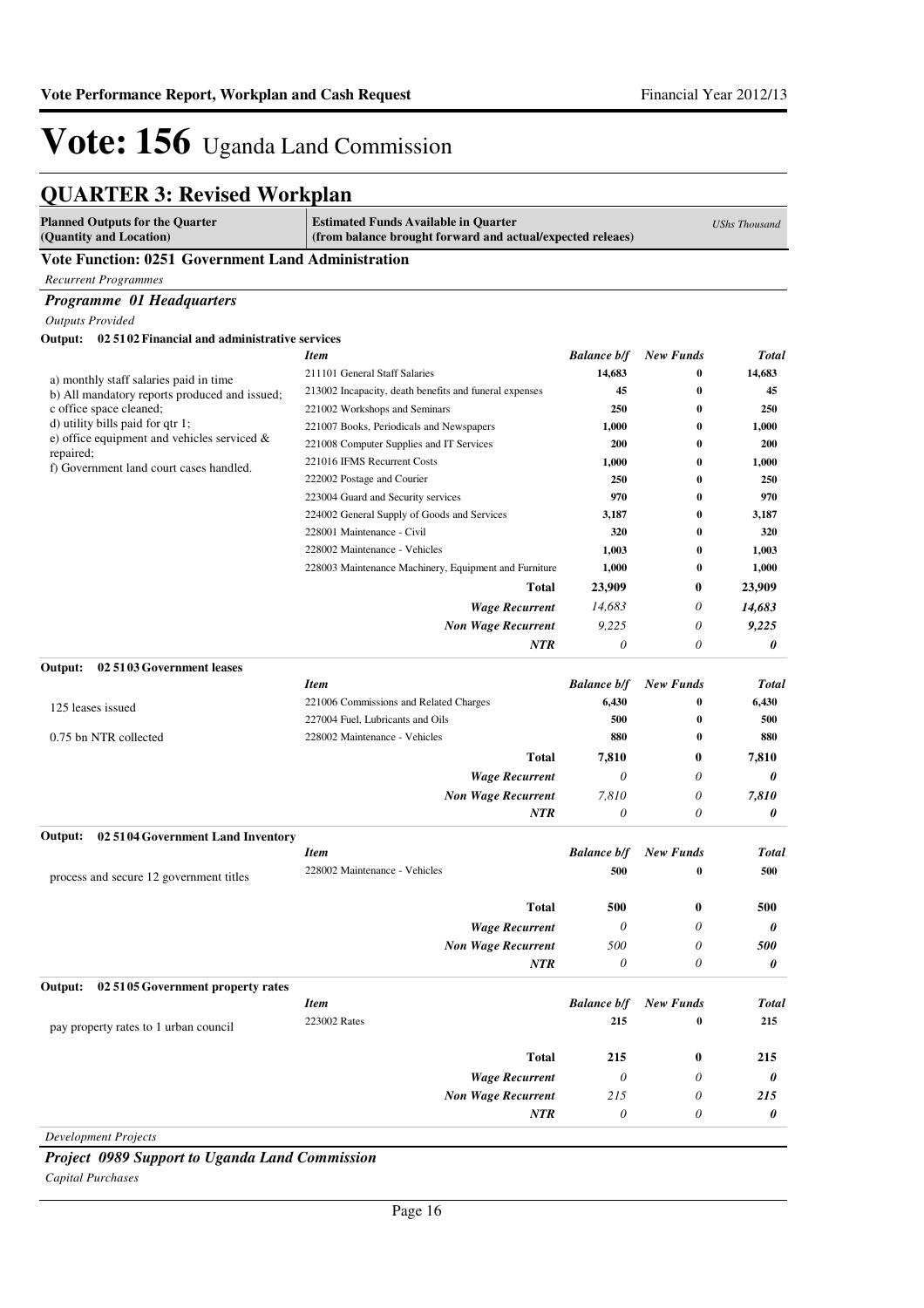# Vote: 156 Uganda Land Commission

## QUARTER 3: Revised Workplan

| Planned Outputs for the Quarter (Quantity and Location) | Estimated Funds Available in Quarter (from balance brought forward and actual/expected releaes) | | | *UShs Thousand* |
|---|---|---|---|---|

### Vote Function: 0251 Government Land Administration

*Recurrent Programmes*

#### *Programme 01 Headquarters*

*Outputs Provided*

**Output: 02 51 02 Financial and administrative services**

| Planned Outputs | *Item* | *Balance b/f* | *New Funds* | *Total* |
|---|---|---|---|---|
| a) monthly staff salaries paid in time<br>b) All mandatory reports produced and issued;<br>c office space cleaned;<br>d) utility bills paid for qtr 1;<br>e) office equipment and vehicles serviced & repaired;<br>f) Government land court cases handled. | 211101 General Staff Salaries | 14,683 | 0 | 14,683 |
| | 213002 Incapacity, death benefits and funeral expenses | 45 | 0 | 45 |
| | 221002 Workshops and Seminars | 250 | 0 | 250 |
| | 221007 Books, Periodicals and Newspapers | 1,000 | 0 | 1,000 |
| | 221008 Computer Supplies and IT Services | 200 | 0 | 200 |
| | 221016 IFMS Recurrent Costs | 1,000 | 0 | 1,000 |
| | 222002 Postage and Courier | 250 | 0 | 250 |
| | 223004 Guard and Security services | 970 | 0 | 970 |
| | 224002 General Supply of Goods and Services | 3,187 | 0 | 3,187 |
| | 228001 Maintenance - Civil | 320 | 0 | 320 |
| | 228002 Maintenance - Vehicles | 1,003 | 0 | 1,003 |
| | 228003 Maintenance Machinery, Equipment and Furniture | 1,000 | 0 | 1,000 |
| | **Total** | **23,909** | **0** | **23,909** |
| | ***Wage Recurrent*** | *14,683* | *0* | ***14,683*** |
| | ***Non Wage Recurrent*** | *9,225* | *0* | ***9,225*** |
| | ***NTR*** | *0* | *0* | ***0*** |

**Output: 02 51 03 Government leases**

| Planned Outputs | *Item* | *Balance b/f* | *New Funds* | *Total* |
|---|---|---|---|---|
| 125 leases issued | 221006 Commissions and Related Charges | 6,430 | 0 | 6,430 |
| | 227004 Fuel, Lubricants and Oils | 500 | 0 | 500 |
| 0.75 bn NTR collected | 228002 Maintenance - Vehicles | 880 | 0 | 880 |
| | **Total** | **7,810** | **0** | **7,810** |
| | ***Wage Recurrent*** | *0* | *0* | ***0*** |
| | ***Non Wage Recurrent*** | *7,810* | *0* | ***7,810*** |
| | ***NTR*** | *0* | *0* | ***0*** |

**Output: 02 51 04 Government Land Inventory**

| Planned Outputs | *Item* | *Balance b/f* | *New Funds* | *Total* |
|---|---|---|---|---|
| process and secure 12 government titles | 228002 Maintenance - Vehicles | 500 | 0 | 500 |
| | **Total** | **500** | **0** | **500** |
| | ***Wage Recurrent*** | *0* | *0* | ***0*** |
| | ***Non Wage Recurrent*** | *500* | *0* | ***500*** |
| | ***NTR*** | *0* | *0* | ***0*** |

**Output: 02 51 05 Government property rates**

| Planned Outputs | *Item* | *Balance b/f* | *New Funds* | *Total* |
|---|---|---|---|---|
| pay property rates to 1 urban council | 223002 Rates | 215 | 0 | 215 |
| | **Total** | **215** | **0** | **215** |
| | ***Wage Recurrent*** | *0* | *0* | ***0*** |
| | ***Non Wage Recurrent*** | *215* | *0* | ***215*** |
| | ***NTR*** | *0* | *0* | ***0*** |

*Development Projects*

#### *Project 0989 Support to Uganda Land Commission*

*Capital Purchases*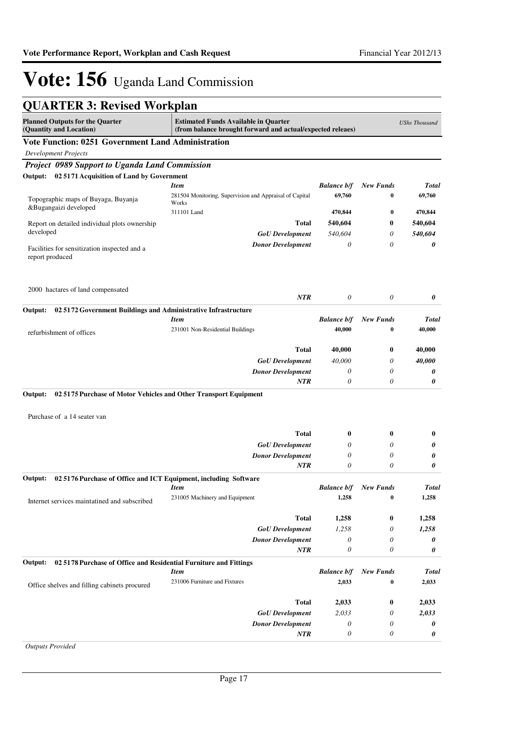# Vote: 156 Uganda Land Commission

## QUARTER 3: Revised Workplan

| Planned Outputs for the Quarter (Quantity and Location) | Estimated Funds Available in Quarter (from balance brought forward and actual/expected releaes) | | | UShs Thousand |
|---|---|---|---|---|

### Vote Function: 0251 Government Land Administration

*Development Projects*

#### *Project 0989 Support to Uganda Land Commission*

**Output: 02 5171 Acquisition of Land by Government**

| Planned Outputs | Item | Balance b/f | New Funds | Total |
|---|---|---|---|---|
| Topographic maps of Buyaga, Buyanja &Bugangaizi developed | 281504 Monitoring, Supervision and Appraisal of Capital Works | 69,760 | 0 | 69,760 |
| Report on detailed individual plots ownership developed | 311101 Land | 470,844 | 0 | 470,844 |
| Facilities for sensitization inspected and a report produced | **Total** | 540,604 | 0 | 540,604 |
| 2000 hactares of land compensated | *GoU Development* | 540,604 | 0 | 540,604 |
| | *Donor Development* | 0 | 0 | 0 |
| | *NTR* | 0 | 0 | 0 |

**Output: 02 5172 Government Buildings and Administrative Infrastructure**

| Planned Outputs | Item | Balance b/f | New Funds | Total |
|---|---|---|---|---|
| refurbishment of offices | 231001 Non-Residential Buildings | 40,000 | 0 | 40,000 |
| | **Total** | 40,000 | 0 | 40,000 |
| | *GoU Development* | 40,000 | 0 | 40,000 |
| | *Donor Development* | 0 | 0 | 0 |
| | *NTR* | 0 | 0 | 0 |

**Output: 02 5175 Purchase of Motor Vehicles and Other Transport Equipment**

| Planned Outputs | Item | Balance b/f | New Funds | Total |
|---|---|---|---|---|
| Purchase of a 14 seater van | **Total** | 0 | 0 | 0 |
| | *GoU Development* | 0 | 0 | 0 |
| | *Donor Development* | 0 | 0 | 0 |
| | *NTR* | 0 | 0 | 0 |

**Output: 02 5176 Purchase of Office and ICT Equipment, including Software**

| Planned Outputs | Item | Balance b/f | New Funds | Total |
|---|---|---|---|---|
| Internet services maintatined and subscribed | 231005 Machinery and Equipment | 1,258 | 0 | 1,258 |
| | **Total** | 1,258 | 0 | 1,258 |
| | *GoU Development* | 1,258 | 0 | 1,258 |
| | *Donor Development* | 0 | 0 | 0 |
| | *NTR* | 0 | 0 | 0 |

**Output: 02 5178 Purchase of Office and Residential Furniture and Fittings**

| Planned Outputs | Item | Balance b/f | New Funds | Total |
|---|---|---|---|---|
| Office shelves and filling cabinets procured | 231006 Furniture and Fixtures | 2,033 | 0 | 2,033 |
| | **Total** | 2,033 | 0 | 2,033 |
| | *GoU Development* | 2,033 | 0 | 2,033 |
| | *Donor Development* | 0 | 0 | 0 |
| | *NTR* | 0 | 0 | 0 |

*Outputs Provided*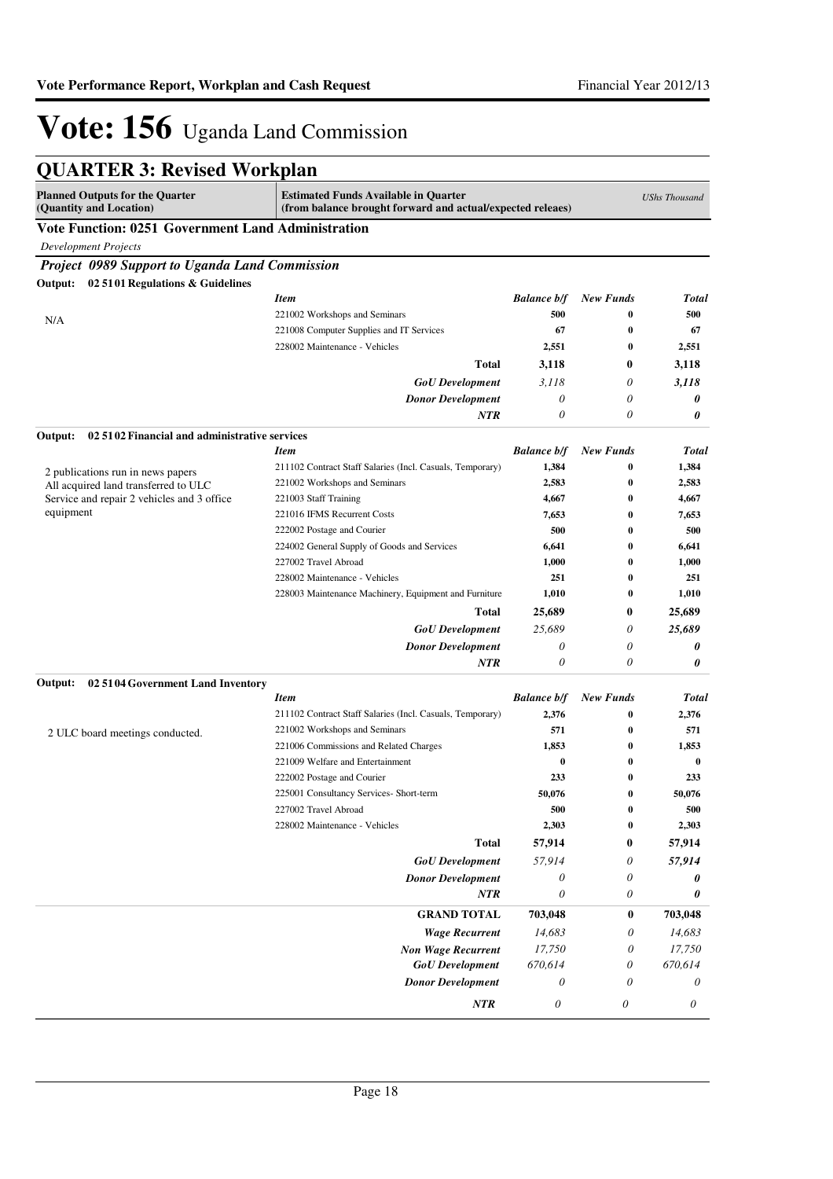# Vote: 156 Uganda Land Commission

## QUARTER 3: Revised Workplan

| Planned Outputs for the Quarter (Quantity and Location) | Estimated Funds Available in Quarter (from balance brought forward and actual/expected releaes) | | | *UShs Thousand* |
|---|---|---|---|---|

### Vote Function: 0251 Government Land Administration

*Development Projects*

#### *Project 0989 Support to Uganda Land Commission*

**Output: 02 51 01 Regulations & Guidelines**

| Planned Outputs | *Item* | *Balance b/f* | *New Funds* | *Total* |
|---|---|---|---|---|
| N/A | 221002 Workshops and Seminars | 500 | 0 | 500 |
| | 221008 Computer Supplies and IT Services | 67 | 0 | 67 |
| | 228002 Maintenance - Vehicles | 2,551 | 0 | 2,551 |
| | **Total** | **3,118** | **0** | **3,118** |
| | ***GoU Development*** | *3,118* | *0* | ***3,118*** |
| | ***Donor Development*** | *0* | *0* | ***0*** |
| | ***NTR*** | *0* | *0* | ***0*** |

**Output: 02 51 02 Financial and administrative services**

| Planned Outputs | *Item* | *Balance b/f* | *New Funds* | *Total* |
|---|---|---|---|---|
| 2 publications run in news papers<br>All acquired land transferred to ULC<br>Service and repair 2 vehicles and 3 office equipment | 211102 Contract Staff Salaries (Incl. Casuals, Temporary) | 1,384 | 0 | 1,384 |
| | 221002 Workshops and Seminars | 2,583 | 0 | 2,583 |
| | 221003 Staff Training | 4,667 | 0 | 4,667 |
| | 221016 IFMS Recurrent Costs | 7,653 | 0 | 7,653 |
| | 222002 Postage and Courier | 500 | 0 | 500 |
| | 224002 General Supply of Goods and Services | 6,641 | 0 | 6,641 |
| | 227002 Travel Abroad | 1,000 | 0 | 1,000 |
| | 228002 Maintenance - Vehicles | 251 | 0 | 251 |
| | 228003 Maintenance Machinery, Equipment and Furniture | 1,010 | 0 | 1,010 |
| | **Total** | **25,689** | **0** | **25,689** |
| | ***GoU Development*** | *25,689* | *0* | ***25,689*** |
| | ***Donor Development*** | *0* | *0* | ***0*** |
| | ***NTR*** | *0* | *0* | ***0*** |

**Output: 02 51 04 Government Land Inventory**

| Planned Outputs | *Item* | *Balance b/f* | *New Funds* | *Total* |
|---|---|---|---|---|
| 2 ULC board meetings conducted. | 211102 Contract Staff Salaries (Incl. Casuals, Temporary) | 2,376 | 0 | 2,376 |
| | 221002 Workshops and Seminars | 571 | 0 | 571 |
| | 221006 Commissions and Related Charges | 1,853 | 0 | 1,853 |
| | 221009 Welfare and Entertainment | 0 | 0 | 0 |
| | 222002 Postage and Courier | 233 | 0 | 233 |
| | 225001 Consultancy Services- Short-term | 50,076 | 0 | 50,076 |
| | 227002 Travel Abroad | 500 | 0 | 500 |
| | 228002 Maintenance - Vehicles | 2,303 | 0 | 2,303 |
| | **Total** | **57,914** | **0** | **57,914** |
| | ***GoU Development*** | *57,914* | *0* | ***57,914*** |
| | ***Donor Development*** | *0* | *0* | ***0*** |
| | ***NTR*** | *0* | *0* | ***0*** |

| | | *Balance b/f* | *New Funds* | *Total* |
|---|---|---|---|---|
| | **GRAND TOTAL** | **703,048** | **0** | **703,048** |
| | ***Wage Recurrent*** | *14,683* | *0* | *14,683* |
| | ***Non Wage Recurrent*** | *17,750* | *0* | *17,750* |
| | ***GoU Development*** | *670,614* | *0* | *670,614* |
| | ***Donor Development*** | *0* | *0* | *0* |
| | ***NTR*** | *0* | *0* | *0* |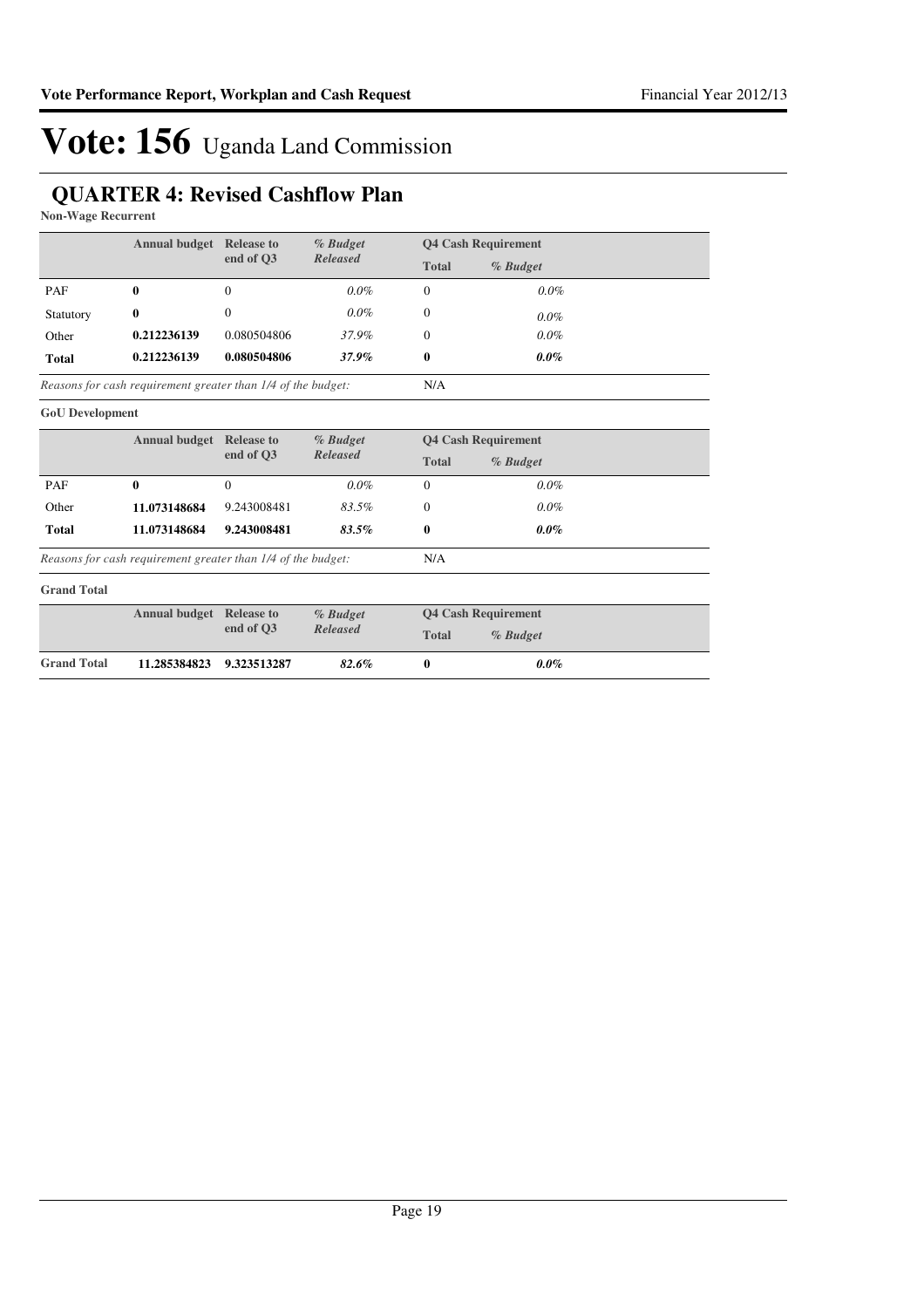# Vote: 156 Uganda Land Commission

## QUARTER 4: Revised Cashflow Plan

**Non-Wage Recurrent**

| | Annual budget | Release to end of Q3 | *% Budget Released* | Q4 Cash Requirement | |
|---|---|---|---|---|---|
| | | | | Total | *% Budget* |
| PAF | **0** | 0 | *0.0%* | 0 | *0.0%* |
| Statutory | **0** | 0 | *0.0%* | 0 | *0.0%* |
| Other | **0.212236139** | 0.080504806 | *37.9%* | 0 | *0.0%* |
| **Total** | **0.212236139** | **0.080504806** | ***37.9%*** | **0** | ***0.0%*** |

*Reasons for cash requirement greater than 1/4 of the budget:* N/A

**GoU Development**

| | Annual budget | Release to end of Q3 | *% Budget Released* | Q4 Cash Requirement | |
|---|---|---|---|---|---|
| | | | | Total | *% Budget* |
| PAF | **0** | 0 | *0.0%* | 0 | *0.0%* |
| Other | **11.073148684** | 9.243008481 | *83.5%* | 0 | *0.0%* |
| **Total** | **11.073148684** | **9.243008481** | ***83.5%*** | **0** | ***0.0%*** |

*Reasons for cash requirement greater than 1/4 of the budget:* N/A

**Grand Total**

| | Annual budget | Release to end of Q3 | *% Budget Released* | Q4 Cash Requirement | |
|---|---|---|---|---|---|
| | | | | Total | *% Budget* |
| **Grand Total** | **11.285384823** | **9.323513287** | ***82.6%*** | **0** | ***0.0%*** |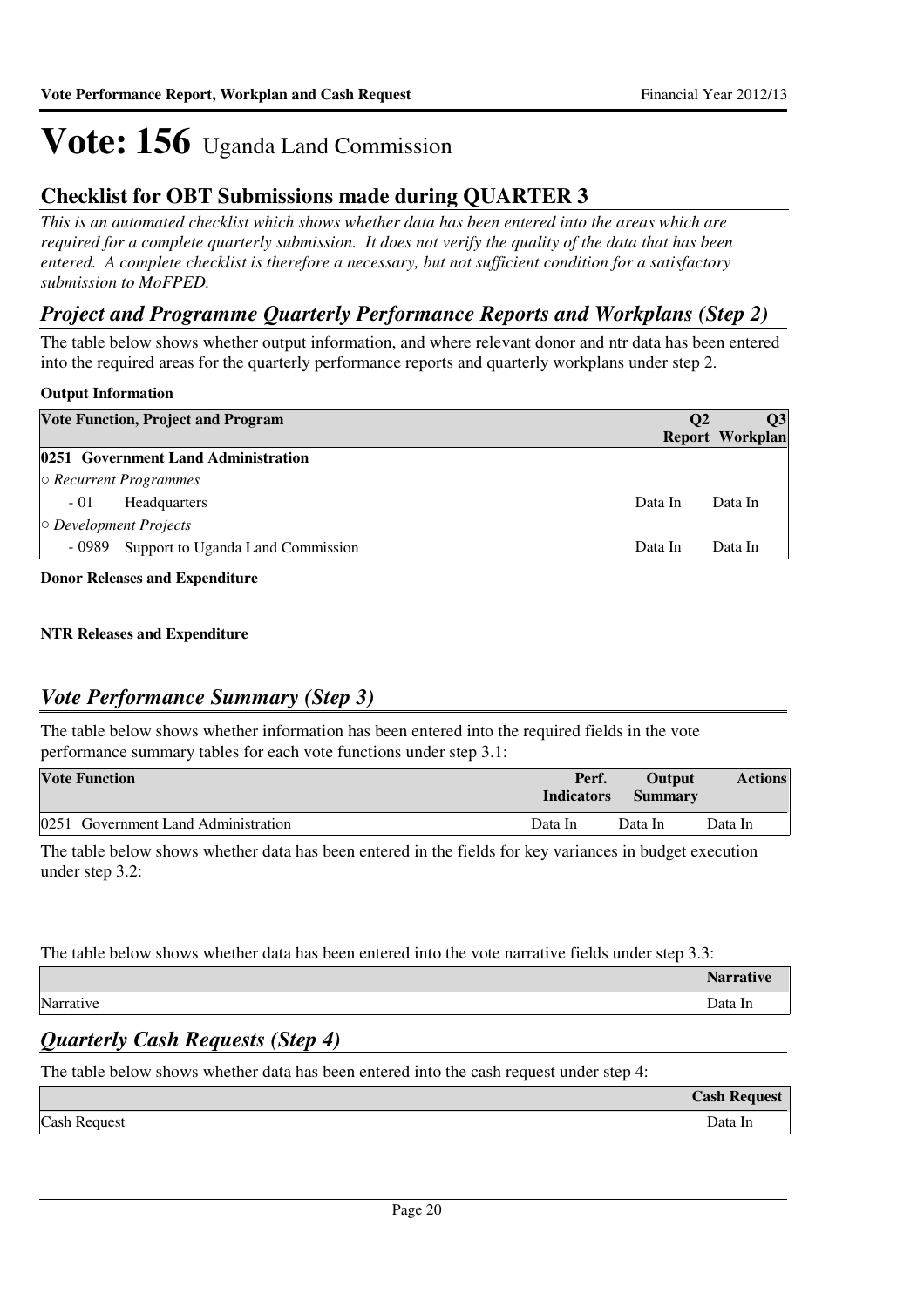# Vote: 156 Uganda Land Commission

## Checklist for OBT Submissions made during QUARTER 3

*This is an automated checklist which shows whether data has been entered into the areas which are required for a complete quarterly submission. It does not verify the quality of the data that has been entered. A complete checklist is therefore a necessary, but not sufficient condition for a satisfactory submission to MoFPED.*

## *Project and Programme Quarterly Performance Reports and Workplans (Step 2)*

The table below shows whether output information, and where relevant donor and ntr data has been entered into the required areas for the quarterly performance reports and quarterly workplans under step 2.

**Output Information**

| Vote Function, Project and Program | Q2 Report | Q3 Workplan |
|---|---|---|
| **0251 Government Land Administration** | | |
| ○ *Recurrent Programmes* | | |
| - 01 Headquarters | Data In | Data In |
| ○ *Development Projects* | | |
| - 0989 Support to Uganda Land Commission | Data In | Data In |

**Donor Releases and Expenditure**

**NTR Releases and Expenditure**

## *Vote Performance Summary (Step 3)*

The table below shows whether information has been entered into the required fields in the vote performance summary tables for each vote functions under step 3.1:

| Vote Function | Perf. Indicators | Output Summary | Actions |
|---|---|---|---|
| 0251 Government Land Administration | Data In | Data In | Data In |

The table below shows whether data has been entered in the fields for key variances in budget execution under step 3.2:

The table below shows whether data has been entered into the vote narrative fields under step 3.3:

| | Narrative |
|---|---|
| Narrative | Data In |

## *Quarterly Cash Requests (Step 4)*

The table below shows whether data has been entered into the cash request under step 4:

| | Cash Request |
|---|---|
| Cash Request | Data In |